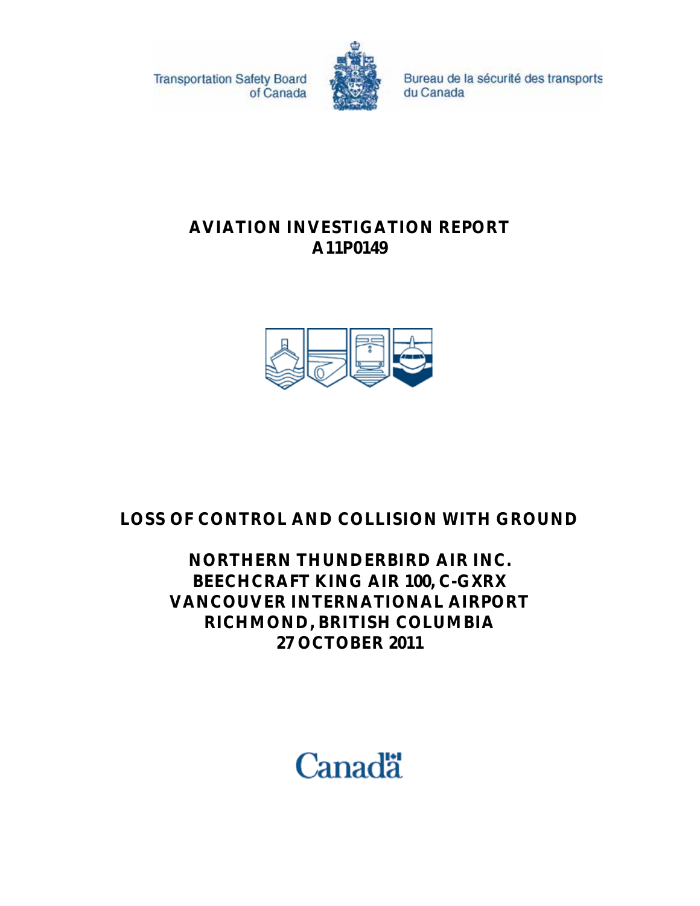Transportation Safety Board of Canada

Bureau de la sécurité des transports du Canada

# AVIATION INVESTIGATION REPORT A11P0149

## LOSS OF CONTROL AND COLLISION WITH GROUND

## NORTHERN THUNDERBIRD AIR INC. BEECHCRAFT KING AIR 100, C-GXRX VANCOUVER INTERNATIONAL AIRPORT RICHMOND, BRITISH COLUMBIA 27 OCTOBER 2011

Canada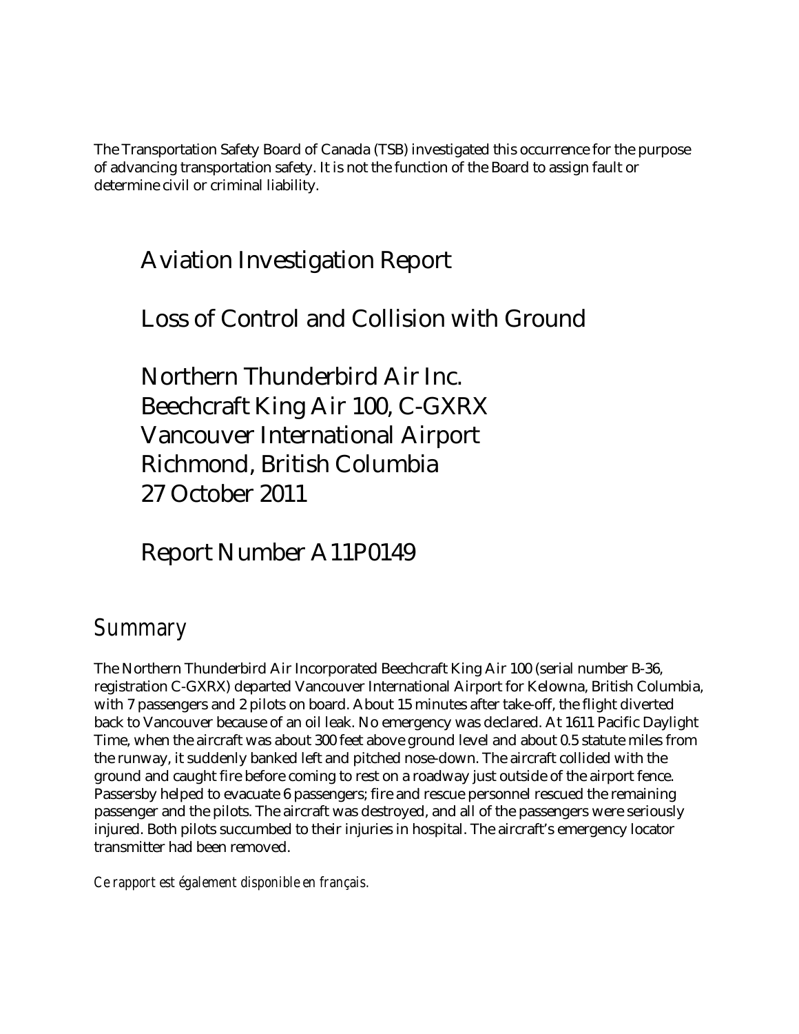The Transportation Safety Board of Canada (TSB) investigated this occurrence for the purpose of advancing transportation safety. It is not the function of the Board to assign fault or determine civil or criminal liability.

# Aviation Investigation Report

# Loss of Control and Collision with Ground

# Northern Thunderbird Air Inc.
# Beechcraft King Air 100, C-GXRX
# Vancouver International Airport
# Richmond, British Columbia
# 27 October 2011

# Report Number A11P0149

## Summary

The Northern Thunderbird Air Incorporated Beechcraft King Air 100 (serial number B-36, registration C-GXRX) departed Vancouver International Airport for Kelowna, British Columbia, with 7 passengers and 2 pilots on board. About 15 minutes after take-off, the flight diverted back to Vancouver because of an oil leak. No emergency was declared. At 1611 Pacific Daylight Time, when the aircraft was about 300 feet above ground level and about 0.5 statute miles from the runway, it suddenly banked left and pitched nose-down. The aircraft collided with the ground and caught fire before coming to rest on a roadway just outside of the airport fence. Passersby helped to evacuate 6 passengers; fire and rescue personnel rescued the remaining passenger and the pilots. The aircraft was destroyed, and all of the passengers were seriously injured. Both pilots succumbed to their injuries in hospital. The aircraft's emergency locator transmitter had been removed.

*Ce rapport est également disponible en français.*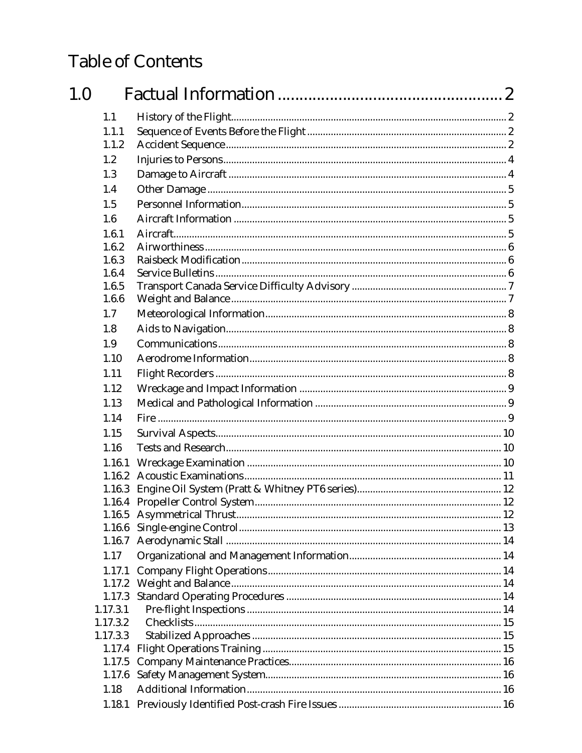# Table of Contents

## 1.0 Factual Information ........ 2

| | | |
|---|---|---|
| 1.1 | History of the Flight | 2 |
| 1.1.1 | Sequence of Events Before the Flight | 2 |
| 1.1.2 | Accident Sequence | 2 |
| 1.2 | Injuries to Persons | 4 |
| 1.3 | Damage to Aircraft | 4 |
| 1.4 | Other Damage | 5 |
| 1.5 | Personnel Information | 5 |
| 1.6 | Aircraft Information | 5 |
| 1.6.1 | Aircraft | 5 |
| 1.6.2 | Airworthiness | 6 |
| 1.6.3 | Raisbeck Modification | 6 |
| 1.6.4 | Service Bulletins | 6 |
| 1.6.5 | Transport Canada Service Difficulty Advisory | 7 |
| 1.6.6 | Weight and Balance | 7 |
| 1.7 | Meteorological Information | 8 |
| 1.8 | Aids to Navigation | 8 |
| 1.9 | Communications | 8 |
| 1.10 | Aerodrome Information | 8 |
| 1.11 | Flight Recorders | 8 |
| 1.12 | Wreckage and Impact Information | 9 |
| 1.13 | Medical and Pathological Information | 9 |
| 1.14 | Fire | 9 |
| 1.15 | Survival Aspects | 10 |
| 1.16 | Tests and Research | 10 |
| 1.16.1 | Wreckage Examination | 10 |
| 1.16.2 | Acoustic Examinations | 11 |
| 1.16.3 | Engine Oil System (Pratt & Whitney PT6 series) | 12 |
| 1.16.4 | Propeller Control System | 12 |
| 1.16.5 | Asymmetrical Thrust | 12 |
| 1.16.6 | Single-engine Control | 13 |
| 1.16.7 | Aerodynamic Stall | 14 |
| 1.17 | Organizational and Management Information | 14 |
| 1.17.1 | Company Flight Operations | 14 |
| 1.17.2 | Weight and Balance | 14 |
| 1.17.3 | Standard Operating Procedures | 14 |
| 1.17.3.1 | Pre-flight Inspections | 14 |
| 1.17.3.2 | Checklists | 15 |
| 1.17.3.3 | Stabilized Approaches | 15 |
| 1.17.4 | Flight Operations Training | 15 |
| 1.17.5 | Company Maintenance Practices | 16 |
| 1.17.6 | Safety Management System | 16 |
| 1.18 | Additional Information | 16 |
| 1.18.1 | Previously Identified Post-crash Fire Issues | 16 |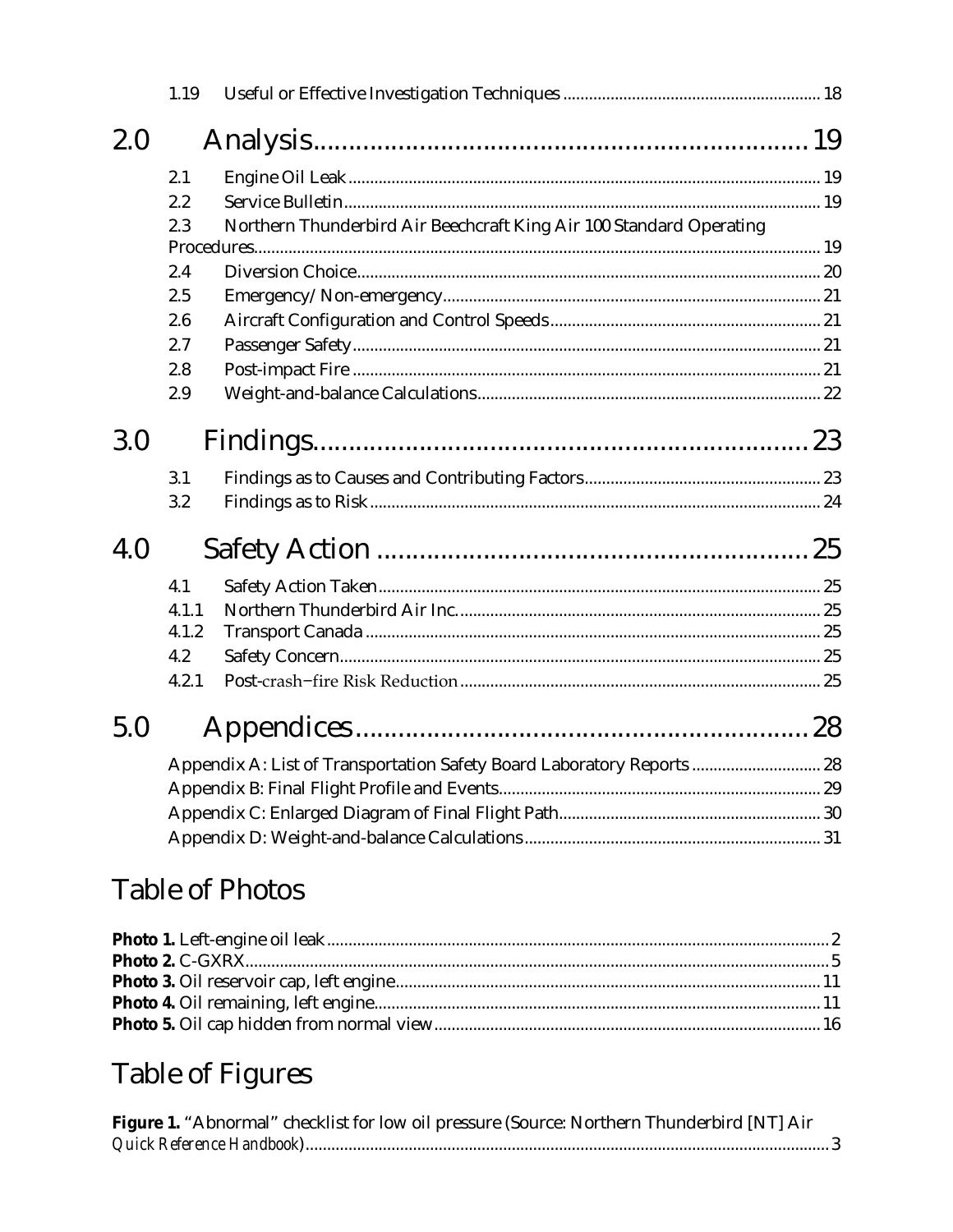1.19 Useful or Effective Investigation Techniques ........................................................... 18

# 2.0 Analysis........................................................................ 19

2.1 Engine Oil Leak ........................................................................................................... 19
2.2 Service Bulletin ............................................................................................................ 19
2.3 Northern Thunderbird Air Beechcraft King Air 100 Standard Operating Procedures ................................................................................................................... 19
2.4 Diversion Choice ......................................................................................................... 20
2.5 Emergency/Non-emergency ...................................................................................... 21
2.6 Aircraft Configuration and Control Speeds ............................................................ 21
2.7 Passenger Safety .......................................................................................................... 21
2.8 Post-impact Fire .......................................................................................................... 21
2.9 Weight-and-balance Calculations ............................................................................. 22

# 3.0 Findings........................................................................ 23

3.1 Findings as to Causes and Contributing Factors ..................................................... 23
3.2 Findings as to Risk ...................................................................................................... 24

# 4.0 Safety Action ................................................................ 25

4.1 Safety Action Taken .................................................................................................... 25
4.1.1 Northern Thunderbird Air Inc. ................................................................................. 25
4.1.2 Transport Canada ........................................................................................................ 25
4.2 Safety Concern .............................................................................................................. 25
4.2.1 Post-crash−fire Risk Reduction .................................................................................. 25

# 5.0 Appendices .................................................................. 28

Appendix A: List of Transportation Safety Board Laboratory Reports ............................. 28
Appendix B: Final Flight Profile and Events .......................................................................... 29
Appendix C: Enlarged Diagram of Final Flight Path ............................................................ 30
Appendix D: Weight-and-balance Calculations .................................................................... 31

## Table of Photos

**Photo 1.** Left-engine oil leak ........................................................................................................ 2
**Photo 2.** C-GXRX ........................................................................................................................ 5
**Photo 3.** Oil reservoir cap, left engine .................................................................................. 11
**Photo 4.** Oil remaining, left engine ....................................................................................... 11
**Photo 5.** Oil cap hidden from normal view ......................................................................... 16

## Table of Figures

**Figure 1.** "Abnormal" checklist for low oil pressure (Source: Northern Thunderbird [NT] Air *Quick Reference Handbook*) ........................................................................................................... 3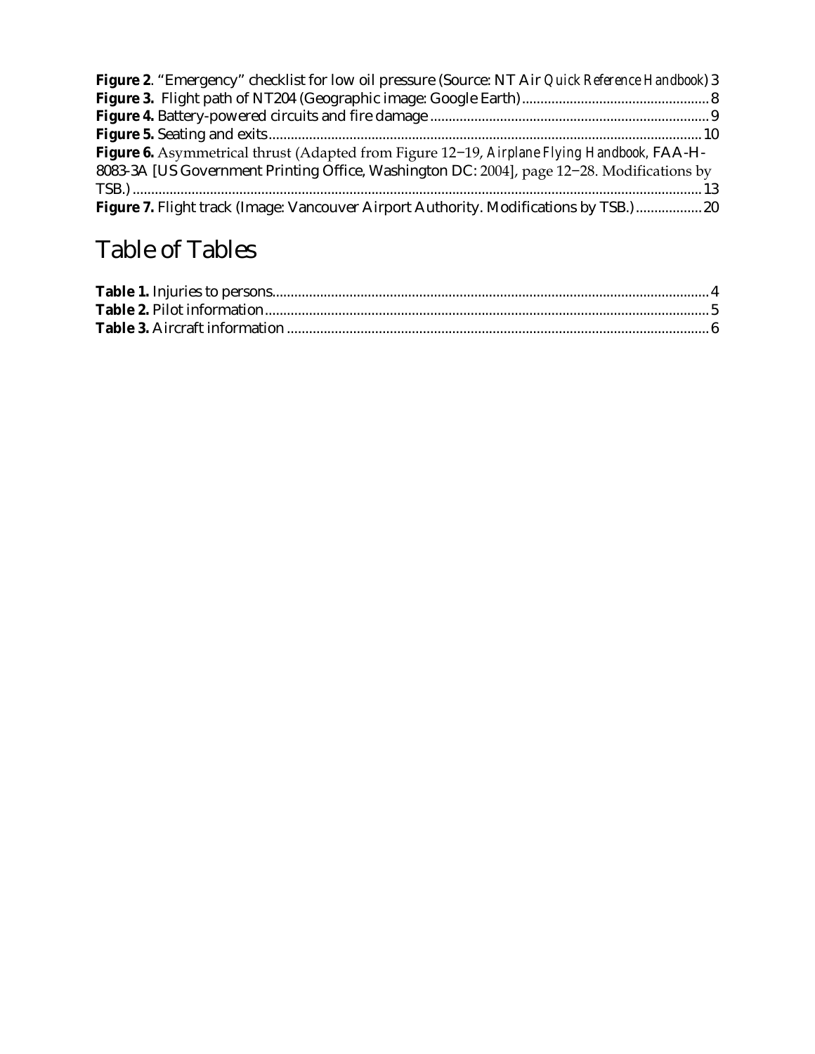**Figure 2**. "Emergency" checklist for low oil pressure (Source: NT Air *Quick Reference Handbook*) 3
**Figure 3.** Flight path of NT204 (Geographic image: Google Earth) 8
**Figure 4.** Battery-powered circuits and fire damage 9
**Figure 5.** Seating and exits 10
**Figure 6.** Asymmetrical thrust (Adapted from Figure 12−19, *Airplane Flying Handbook*, FAA-H-8083-3A [US Government Printing Office, Washington DC: 2004], page 12−28. Modifications by TSB.) 13
**Figure 7.** Flight track (Image: Vancouver Airport Authority. Modifications by TSB.) 20

# Table of Tables

**Table 1.** Injuries to persons 4
**Table 2.** Pilot information 5
**Table 3.** Aircraft information 6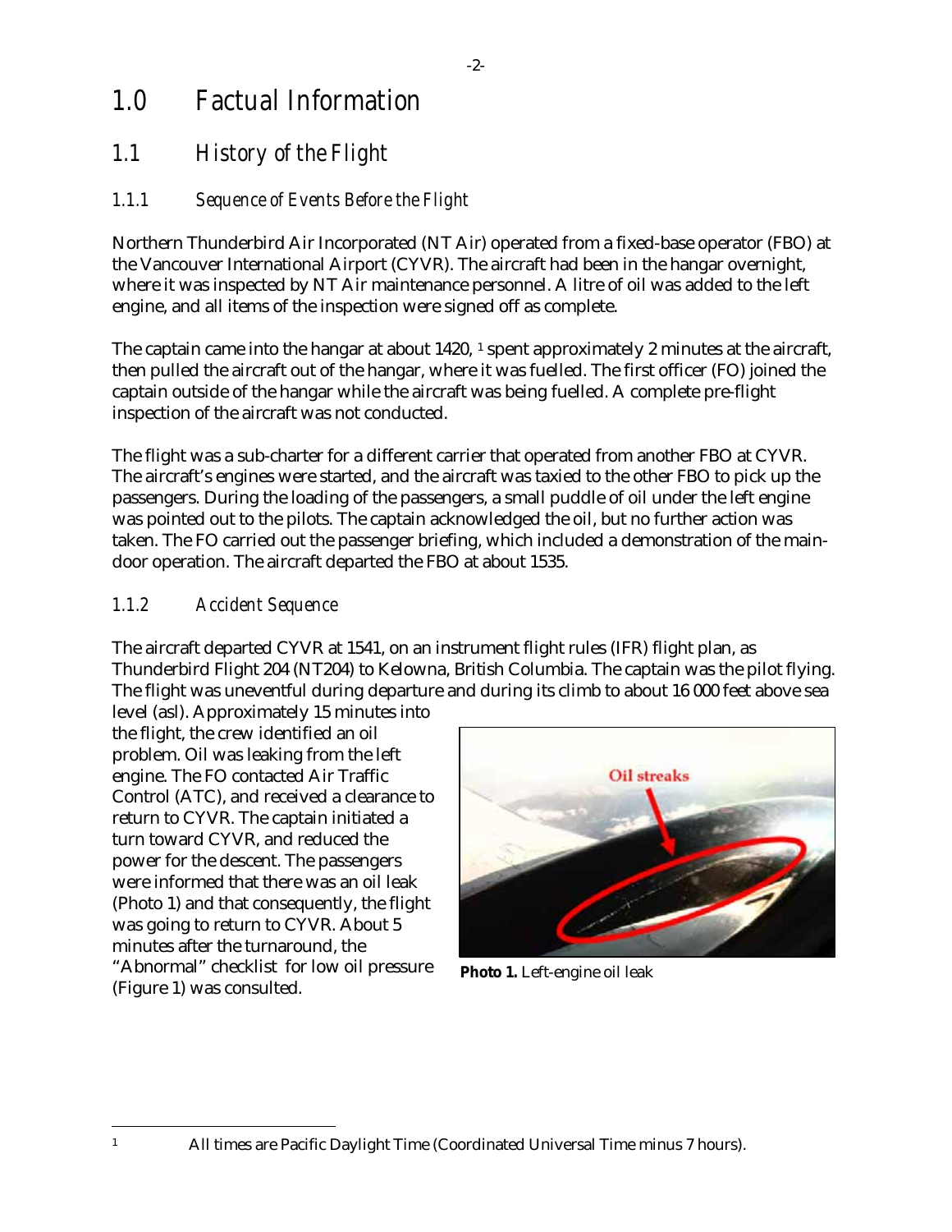# 1.0 Factual Information

## 1.1 History of the Flight

### 1.1.1 Sequence of Events Before the Flight

Northern Thunderbird Air Incorporated (NT Air) operated from a fixed-base operator (FBO) at the Vancouver International Airport (CYVR). The aircraft had been in the hangar overnight, where it was inspected by NT Air maintenance personnel. A litre of oil was added to the left engine, and all items of the inspection were signed off as complete.

The captain came into the hangar at about 1420, [1] spent approximately 2 minutes at the aircraft, then pulled the aircraft out of the hangar, where it was fuelled. The first officer (FO) joined the captain outside of the hangar while the aircraft was being fuelled. A complete pre-flight inspection of the aircraft was not conducted.

The flight was a sub-charter for a different carrier that operated from another FBO at CYVR. The aircraft's engines were started, and the aircraft was taxied to the other FBO to pick up the passengers. During the loading of the passengers, a small puddle of oil under the left engine was pointed out to the pilots. The captain acknowledged the oil, but no further action was taken. The FO carried out the passenger briefing, which included a demonstration of the main-door operation. The aircraft departed the FBO at about 1535.

### 1.1.2 Accident Sequence

The aircraft departed CYVR at 1541, on an instrument flight rules (IFR) flight plan, as Thunderbird Flight 204 (NT204) to Kelowna, British Columbia. The captain was the pilot flying. The flight was uneventful during departure and during its climb to about 16 000 feet above sea level (asl). Approximately 15 minutes into the flight, the crew identified an oil problem. Oil was leaking from the left engine. The FO contacted Air Traffic Control (ATC), and received a clearance to return to CYVR. The captain initiated a turn toward CYVR, and reduced the power for the descent. The passengers were informed that there was an oil leak (Photo 1) and that consequently, the flight was going to return to CYVR. About 5 minutes after the turnaround, the "Abnormal" checklist for low oil pressure (Figure 1) was consulted.

**Photo 1.** Left-engine oil leak

[1] All times are Pacific Daylight Time (Coordinated Universal Time minus 7 hours).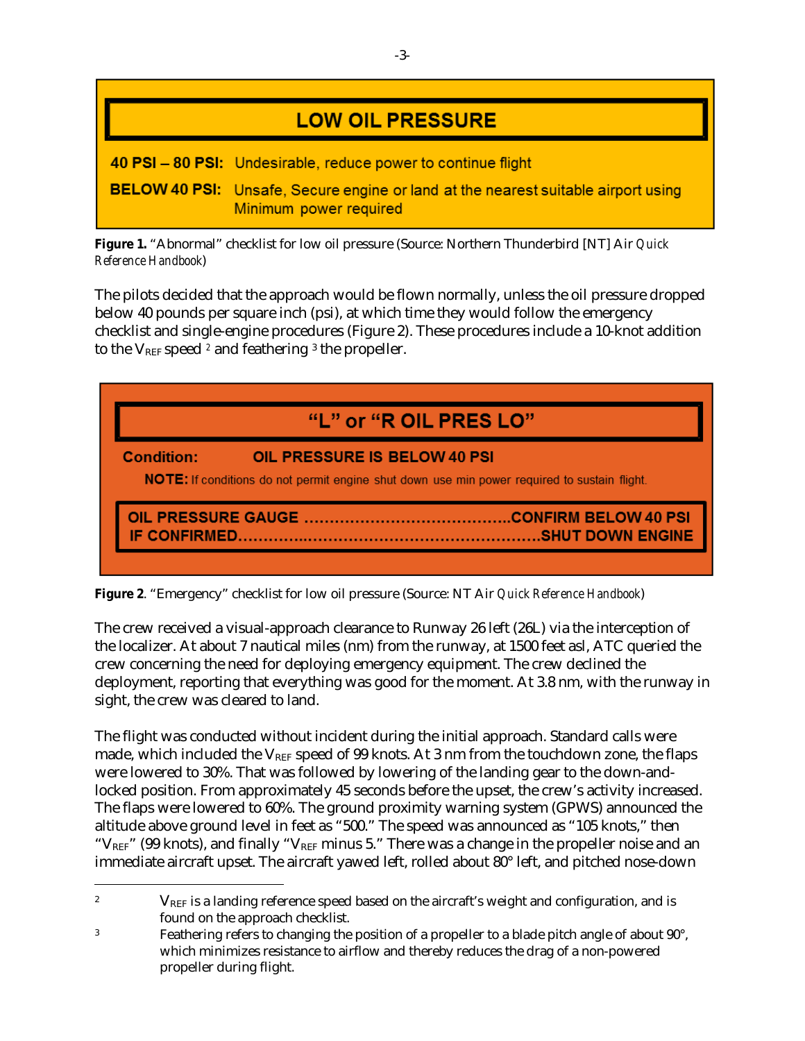**LOW OIL PRESSURE**

**40 PSI – 80 PSI:** Undesirable, reduce power to continue flight

**BELOW 40 PSI:** Unsafe, Secure engine or land at the nearest suitable airport using Minimum power required

**Figure 1.** “Abnormal” checklist for low oil pressure (Source: Northern Thunderbird [NT] Air *Quick Reference Handbook*)

The pilots decided that the approach would be flown normally, unless the oil pressure dropped below 40 pounds per square inch (psi), at which time they would follow the emergency checklist and single-engine procedures (Figure 2). These procedures include a 10-knot addition to the $V_{REF}$ speed [2] and feathering [3] the propeller.

**“L” or “R OIL PRES LO”**

**Condition:** **OIL PRESSURE IS BELOW 40 PSI**

**NOTE:** If conditions do not permit engine shut down use min power required to sustain flight.

**OIL PRESSURE GAUGE .........................................CONFIRM BELOW 40 PSI**
**IF CONFIRMED...........................................................SHUT DOWN ENGINE**

**Figure 2**. “Emergency” checklist for low oil pressure (Source: NT Air *Quick Reference Handbook*)

The crew received a visual-approach clearance to Runway 26 left (26L) via the interception of the localizer. At about 7 nautical miles (nm) from the runway, at 1500 feet asl, ATC queried the crew concerning the need for deploying emergency equipment. The crew declined the deployment, reporting that everything was good for the moment. At 3.8 nm, with the runway in sight, the crew was cleared to land.

The flight was conducted without incident during the initial approach. Standard calls were made, which included the $V_{REF}$ speed of 99 knots. At 3 nm from the touchdown zone, the flaps were lowered to 30%. That was followed by lowering of the landing gear to the down-and-locked position. From approximately 45 seconds before the upset, the crew’s activity increased. The flaps were lowered to 60%. The ground proximity warning system (GPWS) announced the altitude above ground level in feet as “500.” The speed was announced as “105 knots,” then “$V_{REF}$” (99 knots), and finally “$V_{REF}$ minus 5.” There was a change in the propeller noise and an immediate aircraft upset. The aircraft yawed left, rolled about 80° left, and pitched nose-down

---

[2] $V_{REF}$ is a landing reference speed based on the aircraft’s weight and configuration, and is found on the approach checklist.

[3] Feathering refers to changing the position of a propeller to a blade pitch angle of about 90°, which minimizes resistance to airflow and thereby reduces the drag of a non-powered propeller during flight.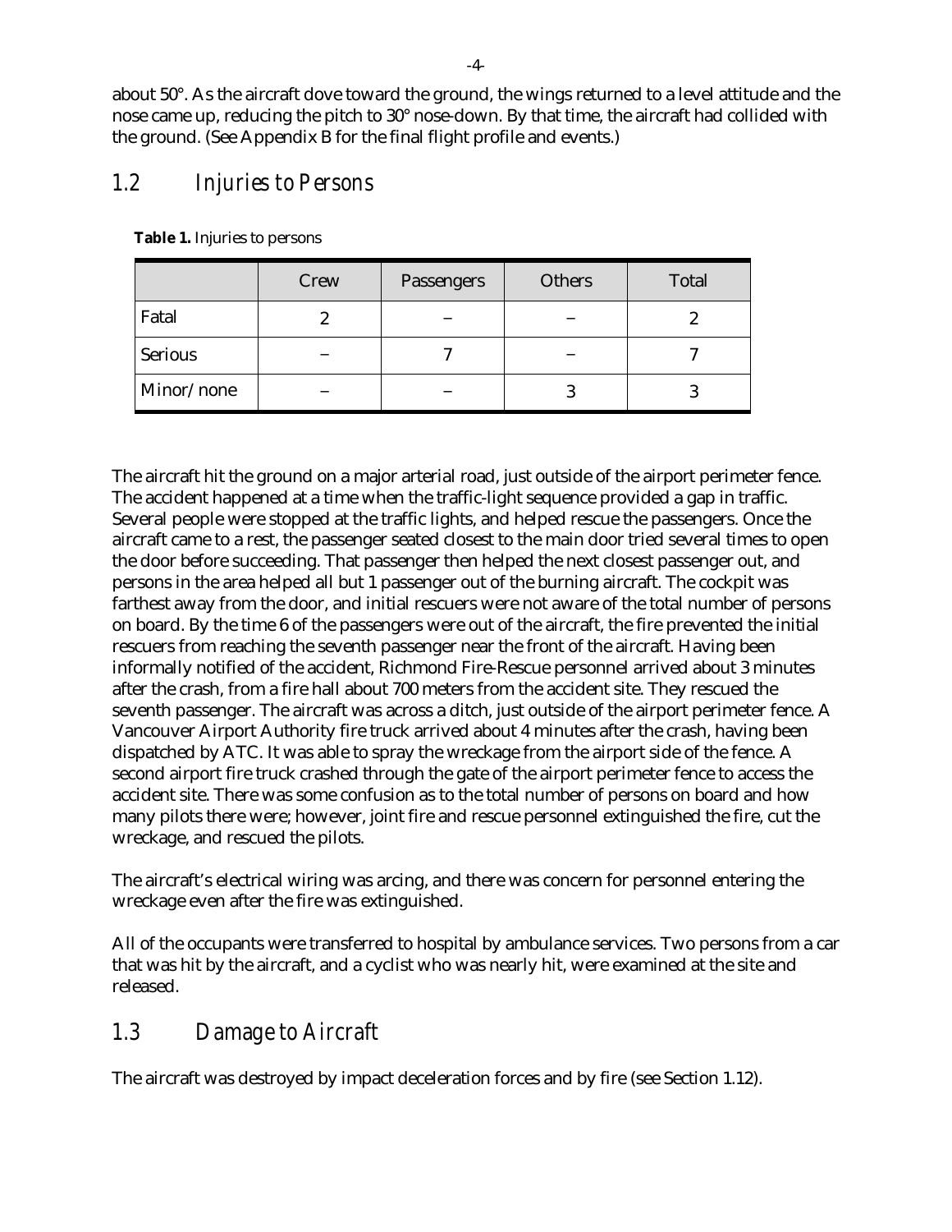about 50°. As the aircraft dove toward the ground, the wings returned to a level attitude and the nose came up, reducing the pitch to 30° nose-down. By that time, the aircraft had collided with the ground. (See Appendix B for the final flight profile and events.)

## 1.2 Injuries to Persons

**Table 1.** Injuries to persons

| | Crew | Passengers | Others | Total |
|---|---|---|---|---|
| Fatal | 2 | – | – | 2 |
| Serious | – | 7 | – | 7 |
| Minor/none | – | – | 3 | 3 |

The aircraft hit the ground on a major arterial road, just outside of the airport perimeter fence. The accident happened at a time when the traffic-light sequence provided a gap in traffic. Several people were stopped at the traffic lights, and helped rescue the passengers. Once the aircraft came to a rest, the passenger seated closest to the main door tried several times to open the door before succeeding. That passenger then helped the next closest passenger out, and persons in the area helped all but 1 passenger out of the burning aircraft. The cockpit was farthest away from the door, and initial rescuers were not aware of the total number of persons on board. By the time 6 of the passengers were out of the aircraft, the fire prevented the initial rescuers from reaching the seventh passenger near the front of the aircraft. Having been informally notified of the accident, Richmond Fire-Rescue personnel arrived about 3 minutes after the crash, from a fire hall about 700 meters from the accident site. They rescued the seventh passenger. The aircraft was across a ditch, just outside of the airport perimeter fence. A Vancouver Airport Authority fire truck arrived about 4 minutes after the crash, having been dispatched by ATC. It was able to spray the wreckage from the airport side of the fence. A second airport fire truck crashed through the gate of the airport perimeter fence to access the accident site. There was some confusion as to the total number of persons on board and how many pilots there were; however, joint fire and rescue personnel extinguished the fire, cut the wreckage, and rescued the pilots.

The aircraft's electrical wiring was arcing, and there was concern for personnel entering the wreckage even after the fire was extinguished.

All of the occupants were transferred to hospital by ambulance services. Two persons from a car that was hit by the aircraft, and a cyclist who was nearly hit, were examined at the site and released.

## 1.3 Damage to Aircraft

The aircraft was destroyed by impact deceleration forces and by fire (see Section 1.12).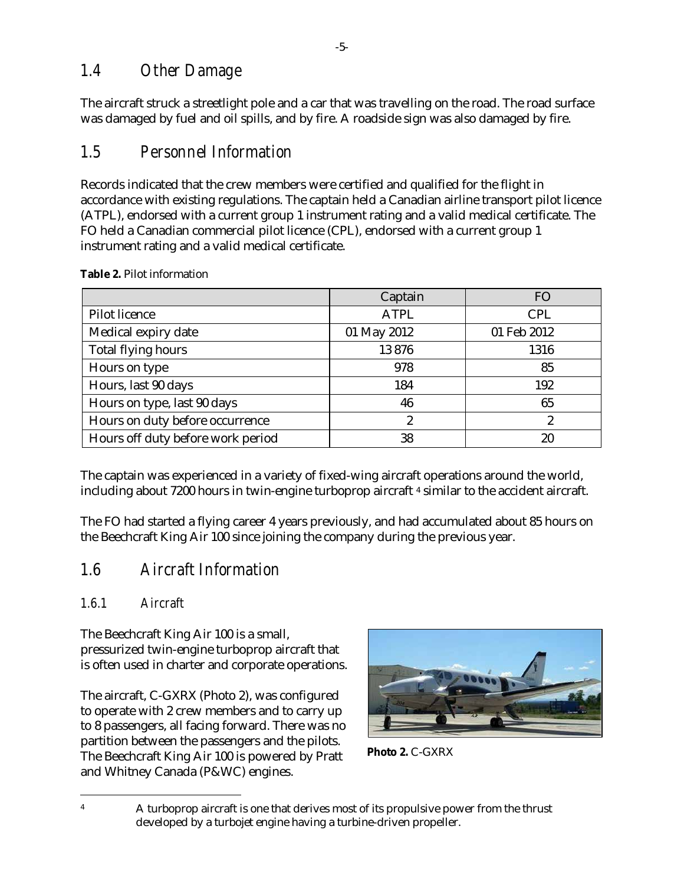## 1.4 Other Damage

The aircraft struck a streetlight pole and a car that was travelling on the road. The road surface was damaged by fuel and oil spills, and by fire. A roadside sign was also damaged by fire.

## 1.5 Personnel Information

Records indicated that the crew members were certified and qualified for the flight in accordance with existing regulations. The captain held a Canadian airline transport pilot licence (ATPL), endorsed with a current group 1 instrument rating and a valid medical certificate. The FO held a Canadian commercial pilot licence (CPL), endorsed with a current group 1 instrument rating and a valid medical certificate.

**Table 2.** Pilot information

| | Captain | FO |
|---|---|---|
| Pilot licence | ATPL | CPL |
| Medical expiry date | 01 May 2012 | 01 Feb 2012 |
| Total flying hours | 13 876 | 1316 |
| Hours on type | 978 | 85 |
| Hours, last 90 days | 184 | 192 |
| Hours on type, last 90 days | 46 | 65 |
| Hours on duty before occurrence | 2 | 2 |
| Hours off duty before work period | 38 | 20 |

The captain was experienced in a variety of fixed-wing aircraft operations around the world, including about 7200 hours in twin-engine turboprop aircraft [4] similar to the accident aircraft.

The FO had started a flying career 4 years previously, and had accumulated about 85 hours on the Beechcraft King Air 100 since joining the company during the previous year.

## 1.6 Aircraft Information

### 1.6.1 Aircraft

The Beechcraft King Air 100 is a small, pressurized twin-engine turboprop aircraft that is often used in charter and corporate operations.

The aircraft, C-GXRX (Photo 2), was configured to operate with 2 crew members and to carry up to 8 passengers, all facing forward. There was no partition between the passengers and the pilots. The Beechcraft King Air 100 is powered by Pratt and Whitney Canada (P&WC) engines.

**Photo 2.** C-GXRX

[4] A turboprop aircraft is one that derives most of its propulsive power from the thrust developed by a turbojet engine having a turbine-driven propeller.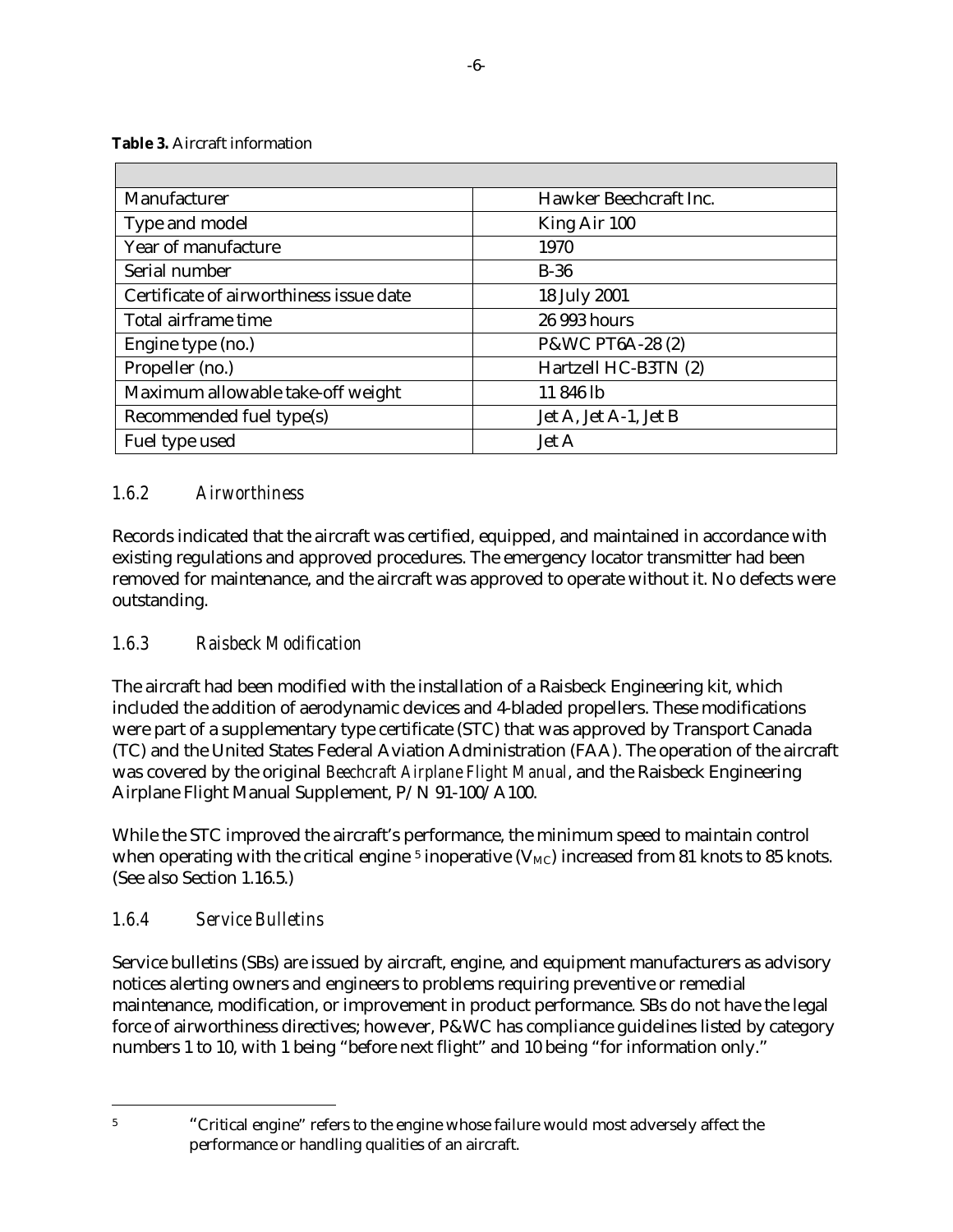**Table 3.** Aircraft information

| | |
|---|---|
| Manufacturer | Hawker Beechcraft Inc. |
| Type and model | King Air 100 |
| Year of manufacture | 1970 |
| Serial number | B-36 |
| Certificate of airworthiness issue date | 18 July 2001 |
| Total airframe time | 26 993 hours |
| Engine type (no.) | P&WC PT6A-28 (2) |
| Propeller (no.) | Hartzell HC-B3TN (2) |
| Maximum allowable take-off weight | 11 846 lb |
| Recommended fuel type(s) | Jet A, Jet A-1, Jet B |
| Fuel type used | Jet A |

### *1.6.2 Airworthiness*

Records indicated that the aircraft was certified, equipped, and maintained in accordance with existing regulations and approved procedures. The emergency locator transmitter had been removed for maintenance, and the aircraft was approved to operate without it. No defects were outstanding.

### *1.6.3 Raisbeck Modification*

The aircraft had been modified with the installation of a Raisbeck Engineering kit, which included the addition of aerodynamic devices and 4-bladed propellers. These modifications were part of a supplementary type certificate (STC) that was approved by Transport Canada (TC) and the United States Federal Aviation Administration (FAA). The operation of the aircraft was covered by the original *Beechcraft Airplane Flight Manual*, and the Raisbeck Engineering Airplane Flight Manual Supplement, P/N 91-100/A100.

While the STC improved the aircraft's performance, the minimum speed to maintain control when operating with the critical engine [5] inoperative ($V_{MC}$) increased from 81 knots to 85 knots. (See also Section 1.16.5.)

### *1.6.4 Service Bulletins*

Service bulletins (SBs) are issued by aircraft, engine, and equipment manufacturers as advisory notices alerting owners and engineers to problems requiring preventive or remedial maintenance, modification, or improvement in product performance. SBs do not have the legal force of airworthiness directives; however, P&WC has compliance guidelines listed by category numbers 1 to 10, with 1 being "before next flight" and 10 being "for information only."

---

[5] "Critical engine" refers to the engine whose failure would most adversely affect the performance or handling qualities of an aircraft.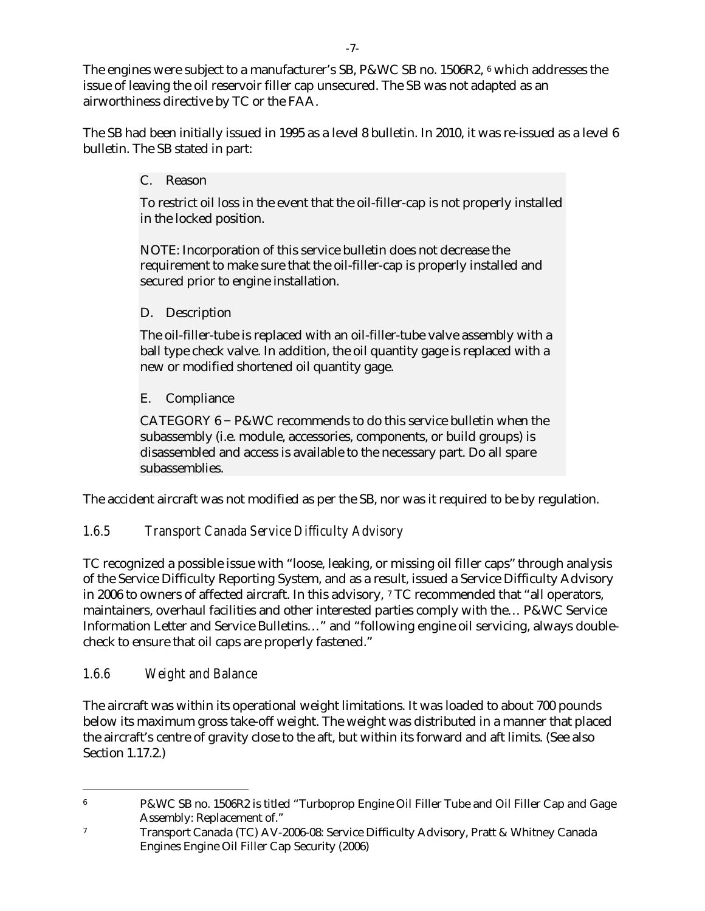The engines were subject to a manufacturer's SB, P&WC SB no. 1506R2, [6] which addresses the issue of leaving the oil reservoir filler cap unsecured. The SB was not adapted as an airworthiness directive by TC or the FAA.

The SB had been initially issued in 1995 as a level 8 bulletin. In 2010, it was re-issued as a level 6 bulletin. The SB stated in part:

> C. Reason
>
> To restrict oil loss in the event that the oil-filler-cap is not properly installed in the locked position.
>
> NOTE: Incorporation of this service bulletin does not decrease the requirement to make sure that the oil-filler-cap is properly installed and secured prior to engine installation.
>
> D. Description
>
> The oil-filler-tube is replaced with an oil-filler-tube valve assembly with a ball type check valve. In addition, the oil quantity gage is replaced with a new or modified shortened oil quantity gage.
>
> E. Compliance
>
> CATEGORY 6 – P&WC recommends to do this service bulletin when the subassembly (i.e. module, accessories, components, or build groups) is disassembled and access is available to the necessary part. Do all spare subassemblies.

The accident aircraft was not modified as per the SB, nor was it required to be by regulation.

### *1.6.5 Transport Canada Service Difficulty Advisory*

TC recognized a possible issue with "loose, leaking, or missing oil filler caps" through analysis of the Service Difficulty Reporting System, and as a result, issued a Service Difficulty Advisory in 2006 to owners of affected aircraft. In this advisory, [7] TC recommended that "all operators, maintainers, overhaul facilities and other interested parties comply with the… P&WC Service Information Letter and Service Bulletins…" and "following engine oil servicing, always double-check to ensure that oil caps are properly fastened."

### *1.6.6 Weight and Balance*

The aircraft was within its operational weight limitations. It was loaded to about 700 pounds below its maximum gross take-off weight. The weight was distributed in a manner that placed the aircraft's centre of gravity close to the aft, but within its forward and aft limits. (See also Section 1.17.2.)

---

[6] P&WC SB no. 1506R2 is titled "Turboprop Engine Oil Filler Tube and Oil Filler Cap and Gage Assembly: Replacement of."

[7] Transport Canada (TC) AV-2006-08: Service Difficulty Advisory, Pratt & Whitney Canada Engines Engine Oil Filler Cap Security (2006)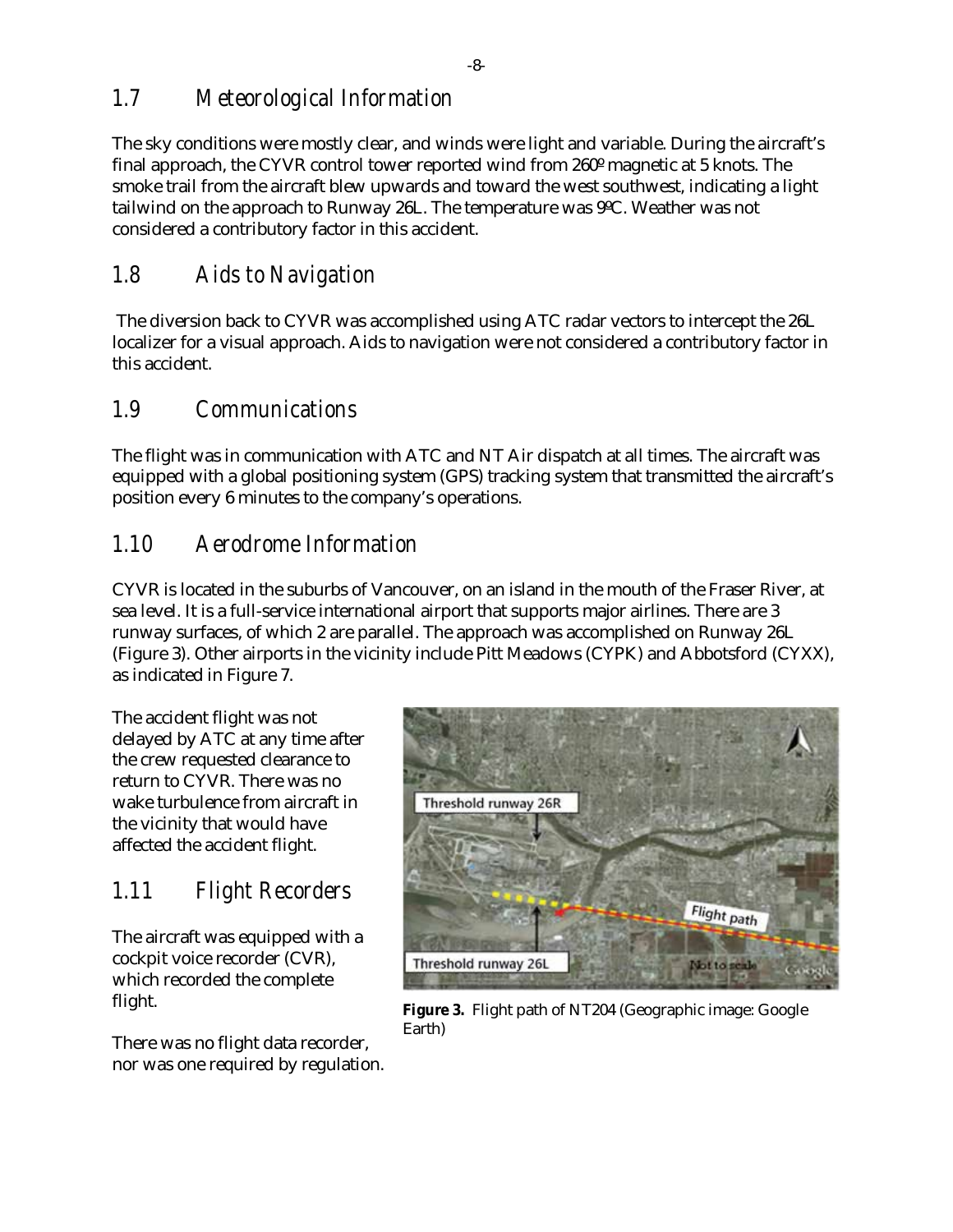## 1.7 Meteorological Information

The sky conditions were mostly clear, and winds were light and variable. During the aircraft's final approach, the CYVR control tower reported wind from 260º magnetic at 5 knots. The smoke trail from the aircraft blew upwards and toward the west southwest, indicating a light tailwind on the approach to Runway 26L. The temperature was 9ºC. Weather was not considered a contributory factor in this accident.

## 1.8 Aids to Navigation

The diversion back to CYVR was accomplished using ATC radar vectors to intercept the 26L localizer for a visual approach. Aids to navigation were not considered a contributory factor in this accident.

## 1.9 Communications

The flight was in communication with ATC and NT Air dispatch at all times. The aircraft was equipped with a global positioning system (GPS) tracking system that transmitted the aircraft's position every 6 minutes to the company's operations.

## 1.10 Aerodrome Information

CYVR is located in the suburbs of Vancouver, on an island in the mouth of the Fraser River, at sea level. It is a full-service international airport that supports major airlines. There are 3 runway surfaces, of which 2 are parallel. The approach was accomplished on Runway 26L (Figure 3). Other airports in the vicinity include Pitt Meadows (CYPK) and Abbotsford (CYXX), as indicated in Figure 7.

The accident flight was not delayed by ATC at any time after the crew requested clearance to return to CYVR. There was no wake turbulence from aircraft in the vicinity that would have affected the accident flight.

**Figure 3.** Flight path of NT204 (Geographic image: Google Earth)

## 1.11 Flight Recorders

The aircraft was equipped with a cockpit voice recorder (CVR), which recorded the complete flight.

There was no flight data recorder, nor was one required by regulation.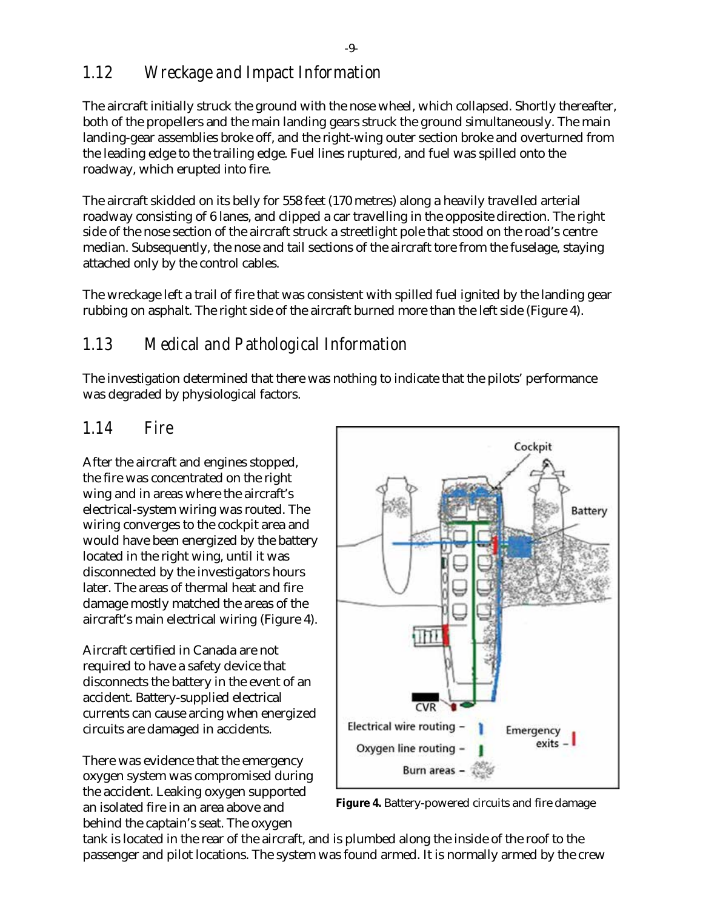## 1.12 Wreckage and Impact Information

The aircraft initially struck the ground with the nose wheel, which collapsed. Shortly thereafter, both of the propellers and the main landing gears struck the ground simultaneously. The main landing-gear assemblies broke off, and the right-wing outer section broke and overturned from the leading edge to the trailing edge. Fuel lines ruptured, and fuel was spilled onto the roadway, which erupted into fire.

The aircraft skidded on its belly for 558 feet (170 metres) along a heavily travelled arterial roadway consisting of 6 lanes, and clipped a car travelling in the opposite direction. The right side of the nose section of the aircraft struck a streetlight pole that stood on the road's centre median. Subsequently, the nose and tail sections of the aircraft tore from the fuselage, staying attached only by the control cables.

The wreckage left a trail of fire that was consistent with spilled fuel ignited by the landing gear rubbing on asphalt. The right side of the aircraft burned more than the left side (Figure 4).

## 1.13 Medical and Pathological Information

The investigation determined that there was nothing to indicate that the pilots' performance was degraded by physiological factors.

## 1.14 Fire

After the aircraft and engines stopped, the fire was concentrated on the right wing and in areas where the aircraft's electrical-system wiring was routed. The wiring converges to the cockpit area and would have been energized by the battery located in the right wing, until it was disconnected by the investigators hours later. The areas of thermal heat and fire damage mostly matched the areas of the aircraft's main electrical wiring (Figure 4).

Aircraft certified in Canada are not required to have a safety device that disconnects the battery in the event of an accident. Battery-supplied electrical currents can cause arcing when energized circuits are damaged in accidents.

There was evidence that the emergency oxygen system was compromised during the accident. Leaking oxygen supported an isolated fire in an area above and behind the captain's seat. The oxygen tank is located in the rear of the aircraft, and is plumbed along the inside of the roof to the passenger and pilot locations. The system was found armed. It is normally armed by the crew

**Figure 4.** Battery-powered circuits and fire damage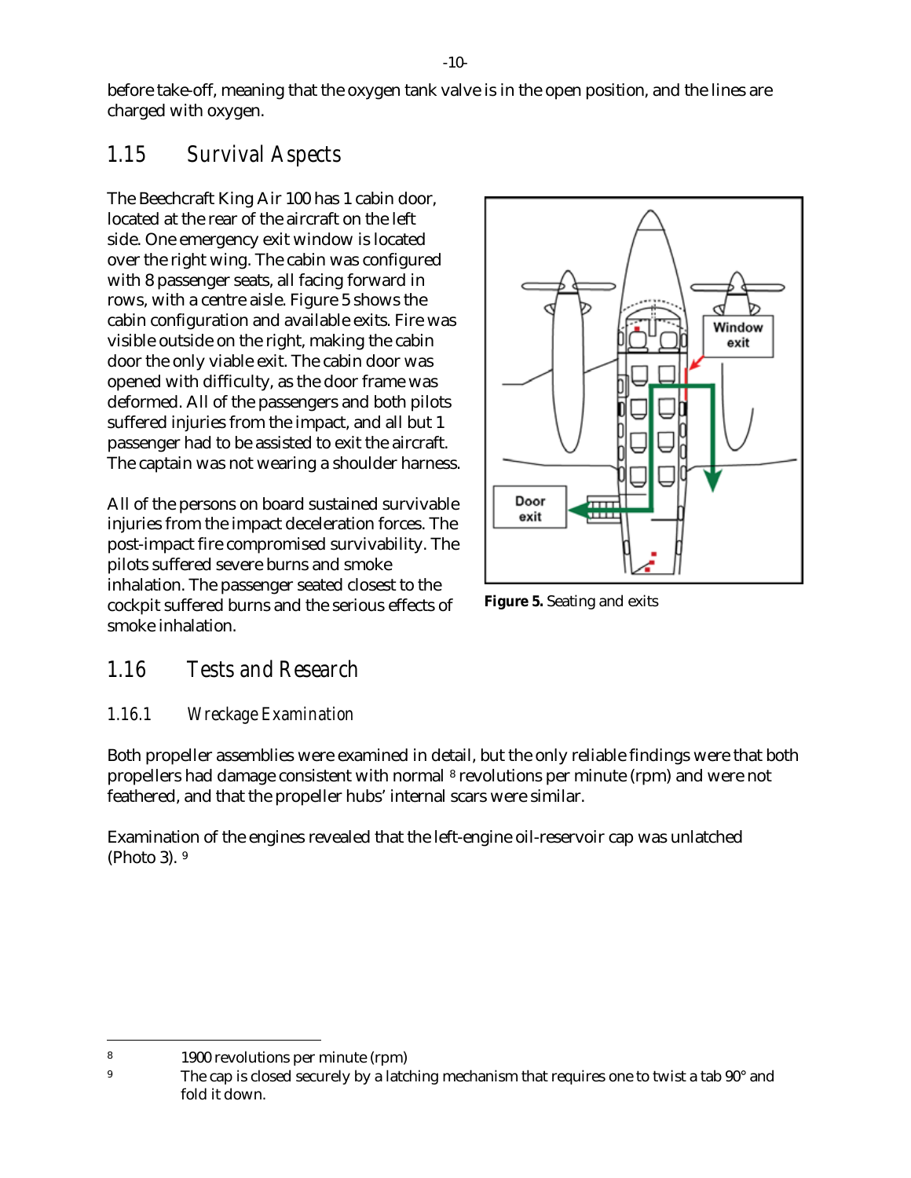before take-off, meaning that the oxygen tank valve is in the open position, and the lines are charged with oxygen.

## 1.15 Survival Aspects

The Beechcraft King Air 100 has 1 cabin door, located at the rear of the aircraft on the left side. One emergency exit window is located over the right wing. The cabin was configured with 8 passenger seats, all facing forward in rows, with a centre aisle. Figure 5 shows the cabin configuration and available exits. Fire was visible outside on the right, making the cabin door the only viable exit. The cabin door was opened with difficulty, as the door frame was deformed. All of the passengers and both pilots suffered injuries from the impact, and all but 1 passenger had to be assisted to exit the aircraft. The captain was not wearing a shoulder harness.

All of the persons on board sustained survivable injuries from the impact deceleration forces. The post-impact fire compromised survivability. The pilots suffered severe burns and smoke inhalation. The passenger seated closest to the cockpit suffered burns and the serious effects of smoke inhalation.

**Figure 5.** Seating and exits

## 1.16 Tests and Research

### 1.16.1 Wreckage Examination

Both propeller assemblies were examined in detail, but the only reliable findings were that both propellers had damage consistent with normal [8] revolutions per minute (rpm) and were not feathered, and that the propeller hubs' internal scars were similar.

Examination of the engines revealed that the left-engine oil-reservoir cap was unlatched (Photo 3). [9]

---

[8] 1900 revolutions per minute (rpm)

[9] The cap is closed securely by a latching mechanism that requires one to twist a tab 90° and fold it down.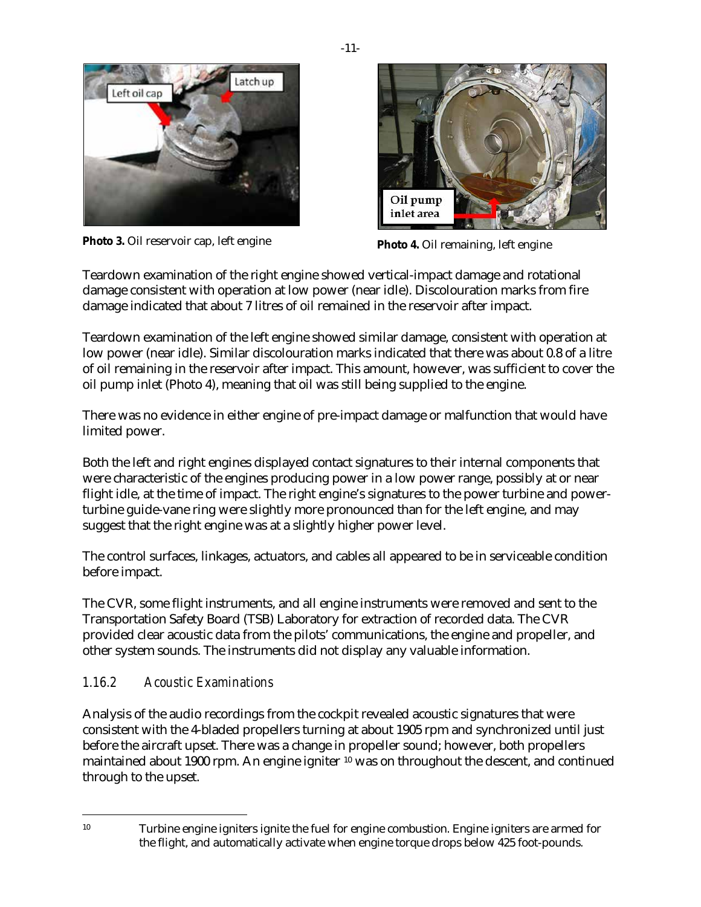**Photo 3.** Oil reservoir cap, left engine

**Photo 4.** Oil remaining, left engine

Teardown examination of the right engine showed vertical-impact damage and rotational damage consistent with operation at low power (near idle). Discolouration marks from fire damage indicated that about 7 litres of oil remained in the reservoir after impact.

Teardown examination of the left engine showed similar damage, consistent with operation at low power (near idle). Similar discolouration marks indicated that there was about 0.8 of a litre of oil remaining in the reservoir after impact. This amount, however, was sufficient to cover the oil pump inlet (Photo 4), meaning that oil was still being supplied to the engine.

There was no evidence in either engine of pre-impact damage or malfunction that would have limited power.

Both the left and right engines displayed contact signatures to their internal components that were characteristic of the engines producing power in a low power range, possibly at or near flight idle, at the time of impact. The right engine's signatures to the power turbine and power-turbine guide-vane ring were slightly more pronounced than for the left engine, and may suggest that the right engine was at a slightly higher power level.

The control surfaces, linkages, actuators, and cables all appeared to be in serviceable condition before impact.

The CVR, some flight instruments, and all engine instruments were removed and sent to the Transportation Safety Board (TSB) Laboratory for extraction of recorded data. The CVR provided clear acoustic data from the pilots' communications, the engine and propeller, and other system sounds. The instruments did not display any valuable information.

### *1.16.2 Acoustic Examinations*

Analysis of the audio recordings from the cockpit revealed acoustic signatures that were consistent with the 4-bladed propellers turning at about 1905 rpm and synchronized until just before the aircraft upset. There was a change in propeller sound; however, both propellers maintained about 1900 rpm. An engine igniter [10] was on throughout the descent, and continued through to the upset.

---

[10] Turbine engine igniters ignite the fuel for engine combustion. Engine igniters are armed for the flight, and automatically activate when engine torque drops below 425 foot-pounds.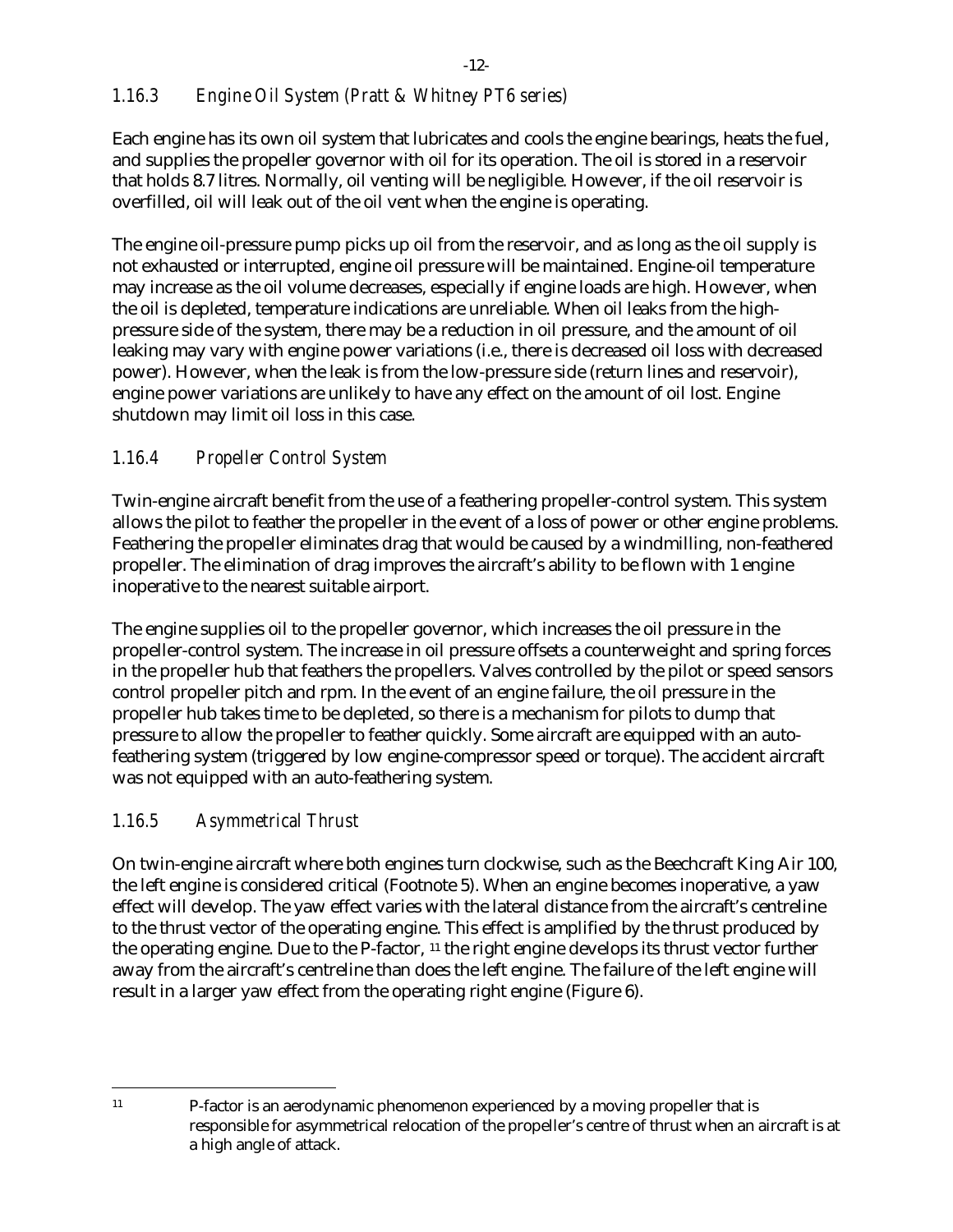### *1.16.3 Engine Oil System (Pratt & Whitney PT6 series)*

Each engine has its own oil system that lubricates and cools the engine bearings, heats the fuel, and supplies the propeller governor with oil for its operation. The oil is stored in a reservoir that holds 8.7 litres. Normally, oil venting will be negligible. However, if the oil reservoir is overfilled, oil will leak out of the oil vent when the engine is operating.

The engine oil-pressure pump picks up oil from the reservoir, and as long as the oil supply is not exhausted or interrupted, engine oil pressure will be maintained. Engine-oil temperature may increase as the oil volume decreases, especially if engine loads are high. However, when the oil is depleted, temperature indications are unreliable. When oil leaks from the high-pressure side of the system, there may be a reduction in oil pressure, and the amount of oil leaking may vary with engine power variations (i.e., there is decreased oil loss with decreased power). However, when the leak is from the low-pressure side (return lines and reservoir), engine power variations are unlikely to have any effect on the amount of oil lost. Engine shutdown may limit oil loss in this case.

### *1.16.4 Propeller Control System*

Twin-engine aircraft benefit from the use of a feathering propeller-control system. This system allows the pilot to feather the propeller in the event of a loss of power or other engine problems. Feathering the propeller eliminates drag that would be caused by a windmilling, non-feathered propeller. The elimination of drag improves the aircraft's ability to be flown with 1 engine inoperative to the nearest suitable airport.

The engine supplies oil to the propeller governor, which increases the oil pressure in the propeller-control system. The increase in oil pressure offsets a counterweight and spring forces in the propeller hub that feathers the propellers. Valves controlled by the pilot or speed sensors control propeller pitch and rpm. In the event of an engine failure, the oil pressure in the propeller hub takes time to be depleted, so there is a mechanism for pilots to dump that pressure to allow the propeller to feather quickly. Some aircraft are equipped with an auto-feathering system (triggered by low engine-compressor speed or torque). The accident aircraft was not equipped with an auto-feathering system.

### *1.16.5 Asymmetrical Thrust*

On twin-engine aircraft where both engines turn clockwise, such as the Beechcraft King Air 100, the left engine is considered critical (Footnote 5). When an engine becomes inoperative, a yaw effect will develop. The yaw effect varies with the lateral distance from the aircraft's centreline to the thrust vector of the operating engine. This effect is amplified by the thrust produced by the operating engine. Due to the P-factor, [11] the right engine develops its thrust vector further away from the aircraft's centreline than does the left engine. The failure of the left engine will result in a larger yaw effect from the operating right engine (Figure 6).

---

[11] P-factor is an aerodynamic phenomenon experienced by a moving propeller that is responsible for asymmetrical relocation of the propeller's centre of thrust when an aircraft is at a high angle of attack.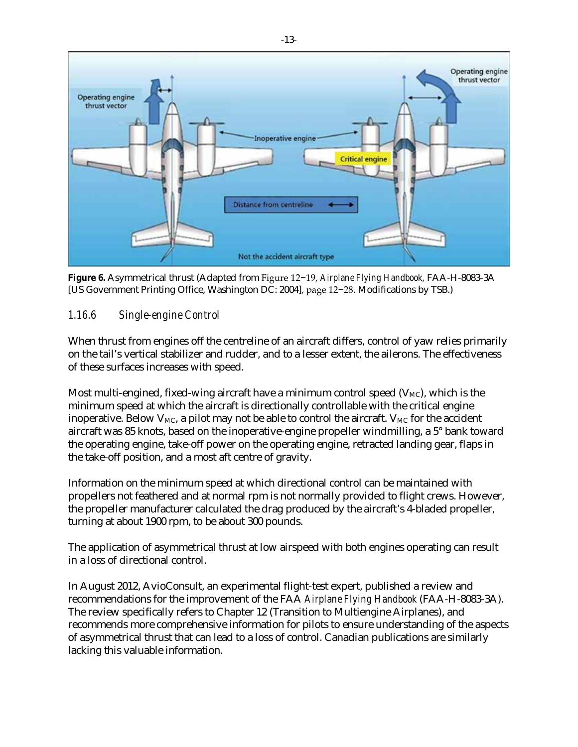**Figure 6.** Asymmetrical thrust (Adapted from Figure 12−19, *Airplane Flying Handbook,* FAA-H-8083-3A [US Government Printing Office, Washington DC: 2004], page 12−28. Modifications by TSB.)

### 1.16.6 Single-engine Control

When thrust from engines off the centreline of an aircraft differs, control of yaw relies primarily on the tail's vertical stabilizer and rudder, and to a lesser extent, the ailerons. The effectiveness of these surfaces increases with speed.

Most multi-engined, fixed-wing aircraft have a minimum control speed ($V_{MC}$), which is the minimum speed at which the aircraft is directionally controllable with the critical engine inoperative. Below $V_{MC}$, a pilot may not be able to control the aircraft. $V_{MC}$ for the accident aircraft was 85 knots, based on the inoperative-engine propeller windmilling, a 5° bank toward the operating engine, take-off power on the operating engine, retracted landing gear, flaps in the take-off position, and a most aft centre of gravity.

Information on the minimum speed at which directional control can be maintained with propellers not feathered and at normal rpm is not normally provided to flight crews. However, the propeller manufacturer calculated the drag produced by the aircraft's 4-bladed propeller, turning at about 1900 rpm, to be about 300 pounds.

The application of asymmetrical thrust at low airspeed with both engines operating can result in a loss of directional control.

In August 2012, AvioConsult, an experimental flight-test expert, published a review and recommendations for the improvement of the FAA *Airplane Flying Handbook* (FAA-H-8083-3A). The review specifically refers to Chapter 12 (Transition to Multiengine Airplanes), and recommends more comprehensive information for pilots to ensure understanding of the aspects of asymmetrical thrust that can lead to a loss of control. Canadian publications are similarly lacking this valuable information.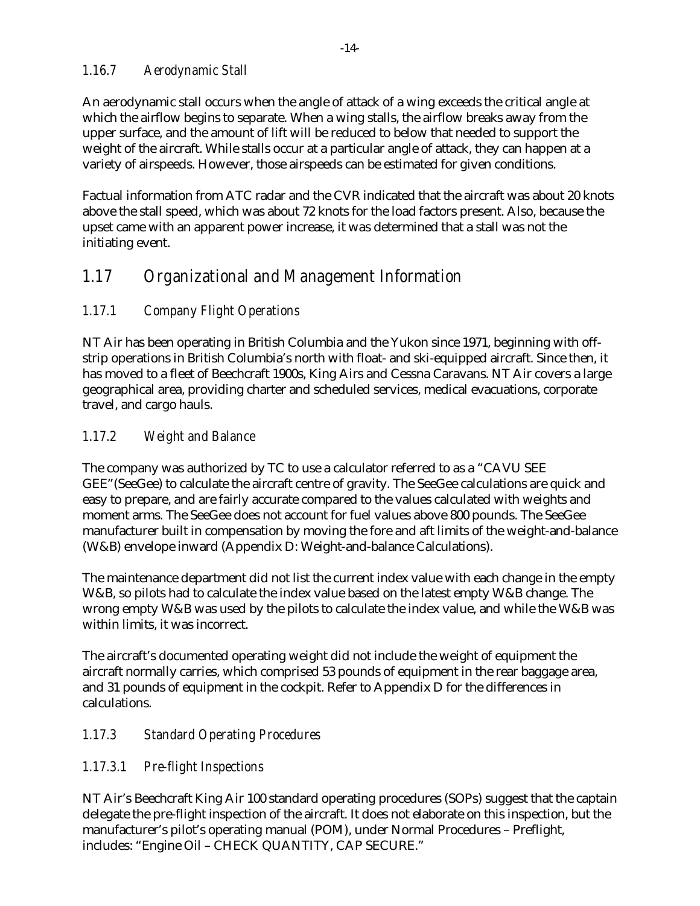### 1.16.7 Aerodynamic Stall

An aerodynamic stall occurs when the angle of attack of a wing exceeds the critical angle at which the airflow begins to separate. When a wing stalls, the airflow breaks away from the upper surface, and the amount of lift will be reduced to below that needed to support the weight of the aircraft. While stalls occur at a particular angle of attack, they can happen at a variety of airspeeds. However, those airspeeds can be estimated for given conditions.

Factual information from ATC radar and the CVR indicated that the aircraft was about 20 knots above the stall speed, which was about 72 knots for the load factors present. Also, because the upset came with an apparent power increase, it was determined that a stall was not the initiating event.

## 1.17 Organizational and Management Information

### 1.17.1 Company Flight Operations

NT Air has been operating in British Columbia and the Yukon since 1971, beginning with off-strip operations in British Columbia's north with float- and ski-equipped aircraft. Since then, it has moved to a fleet of Beechcraft 1900s, King Airs and Cessna Caravans. NT Air covers a large geographical area, providing charter and scheduled services, medical evacuations, corporate travel, and cargo hauls.

### 1.17.2 Weight and Balance

The company was authorized by TC to use a calculator referred to as a "CAVU SEE GEE"(SeeGee) to calculate the aircraft centre of gravity. The SeeGee calculations are quick and easy to prepare, and are fairly accurate compared to the values calculated with weights and moment arms. The SeeGee does not account for fuel values above 800 pounds. The SeeGee manufacturer built in compensation by moving the fore and aft limits of the weight-and-balance (W&B) envelope inward (Appendix D: Weight-and-balance Calculations).

The maintenance department did not list the current index value with each change in the empty W&B, so pilots had to calculate the index value based on the latest empty W&B change. The wrong empty W&B was used by the pilots to calculate the index value, and while the W&B was within limits, it was incorrect.

The aircraft's documented operating weight did not include the weight of equipment the aircraft normally carries, which comprised 53 pounds of equipment in the rear baggage area, and 31 pounds of equipment in the cockpit. Refer to Appendix D for the differences in calculations.

### 1.17.3 Standard Operating Procedures

#### 1.17.3.1 Pre-flight Inspections

NT Air's Beechcraft King Air 100 standard operating procedures (SOPs) suggest that the captain delegate the pre-flight inspection of the aircraft. It does not elaborate on this inspection, but the manufacturer's pilot's operating manual (POM), under Normal Procedures – Preflight, includes: "Engine Oil – CHECK QUANTITY, CAP SECURE."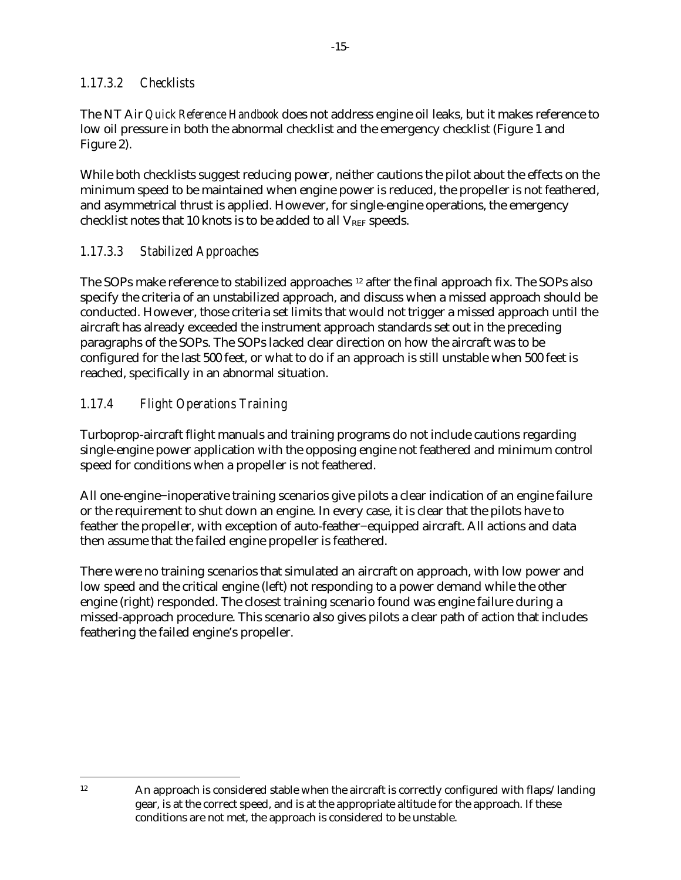#### *1.17.3.2 Checklists*

The NT Air *Quick Reference Handbook* does not address engine oil leaks, but it makes reference to low oil pressure in both the abnormal checklist and the emergency checklist (Figure 1 and Figure 2).

While both checklists suggest reducing power, neither cautions the pilot about the effects on the minimum speed to be maintained when engine power is reduced, the propeller is not feathered, and asymmetrical thrust is applied. However, for single-engine operations, the emergency checklist notes that 10 knots is to be added to all $V_{REF}$ speeds.

#### *1.17.3.3 Stabilized Approaches*

The SOPs make reference to stabilized approaches [12] after the final approach fix. The SOPs also specify the criteria of an unstabilized approach, and discuss when a missed approach should be conducted. However, those criteria set limits that would not trigger a missed approach until the aircraft has already exceeded the instrument approach standards set out in the preceding paragraphs of the SOPs. The SOPs lacked clear direction on how the aircraft was to be configured for the last 500 feet, or what to do if an approach is still unstable when 500 feet is reached, specifically in an abnormal situation.

### *1.17.4 Flight Operations Training*

Turboprop-aircraft flight manuals and training programs do not include cautions regarding single-engine power application with the opposing engine not feathered and minimum control speed for conditions when a propeller is not feathered.

All one-engine–inoperative training scenarios give pilots a clear indication of an engine failure or the requirement to shut down an engine. In every case, it is clear that the pilots have to feather the propeller, with exception of auto-feather–equipped aircraft. All actions and data then assume that the failed engine propeller is feathered.

There were no training scenarios that simulated an aircraft on approach, with low power and low speed and the critical engine (left) not responding to a power demand while the other engine (right) responded. The closest training scenario found was engine failure during a missed-approach procedure. This scenario also gives pilots a clear path of action that includes feathering the failed engine's propeller.

---

[12] An approach is considered stable when the aircraft is correctly configured with flaps/landing gear, is at the correct speed, and is at the appropriate altitude for the approach. If these conditions are not met, the approach is considered to be unstable.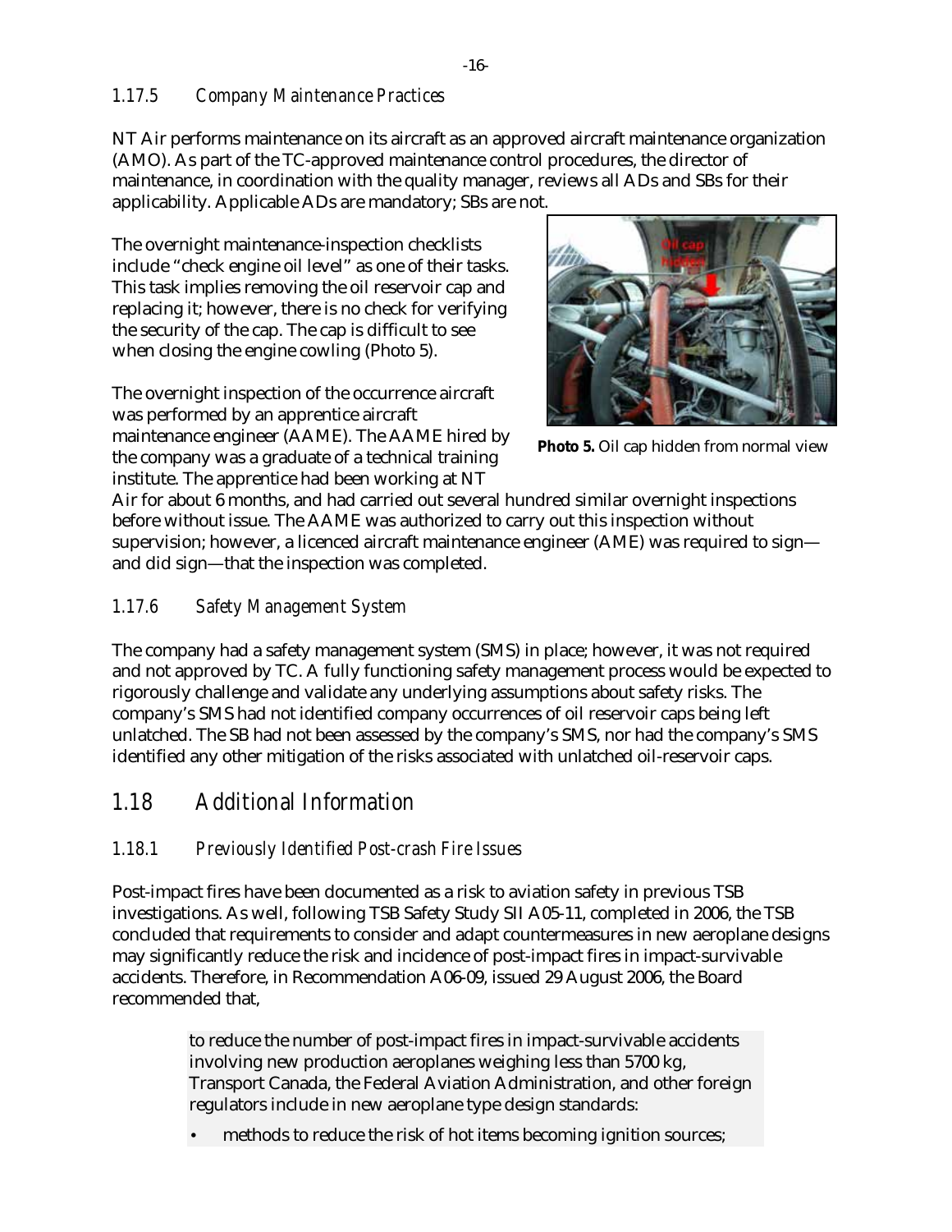### 1.17.5 Company Maintenance Practices

NT Air performs maintenance on its aircraft as an approved aircraft maintenance organization (AMO). As part of the TC-approved maintenance control procedures, the director of maintenance, in coordination with the quality manager, reviews all ADs and SBs for their applicability. Applicable ADs are mandatory; SBs are not.

The overnight maintenance-inspection checklists include "check engine oil level" as one of their tasks. This task implies removing the oil reservoir cap and replacing it; however, there is no check for verifying the security of the cap. The cap is difficult to see when closing the engine cowling (Photo 5).

The overnight inspection of the occurrence aircraft was performed by an apprentice aircraft maintenance engineer (AAME). The AAME hired by the company was a graduate of a technical training institute. The apprentice had been working at NT Air for about 6 months, and had carried out several hundred similar overnight inspections before without issue. The AAME was authorized to carry out this inspection without supervision; however, a licenced aircraft maintenance engineer (AME) was required to sign—and did sign—that the inspection was completed.

**Photo 5.** Oil cap hidden from normal view

### 1.17.6 Safety Management System

The company had a safety management system (SMS) in place; however, it was not required and not approved by TC. A fully functioning safety management process would be expected to rigorously challenge and validate any underlying assumptions about safety risks. The company's SMS had not identified company occurrences of oil reservoir caps being left unlatched. The SB had not been assessed by the company's SMS, nor had the company's SMS identified any other mitigation of the risks associated with unlatched oil-reservoir caps.

## 1.18 Additional Information

### 1.18.1 Previously Identified Post-crash Fire Issues

Post-impact fires have been documented as a risk to aviation safety in previous TSB investigations. As well, following TSB Safety Study SII A05-11, completed in 2006, the TSB concluded that requirements to consider and adapt countermeasures in new aeroplane designs may significantly reduce the risk and incidence of post-impact fires in impact-survivable accidents. Therefore, in Recommendation A06-09, issued 29 August 2006, the Board recommended that,

> to reduce the number of post-impact fires in impact-survivable accidents involving new production aeroplanes weighing less than 5700 kg, Transport Canada, the Federal Aviation Administration, and other foreign regulators include in new aeroplane type design standards:
>
> - methods to reduce the risk of hot items becoming ignition sources;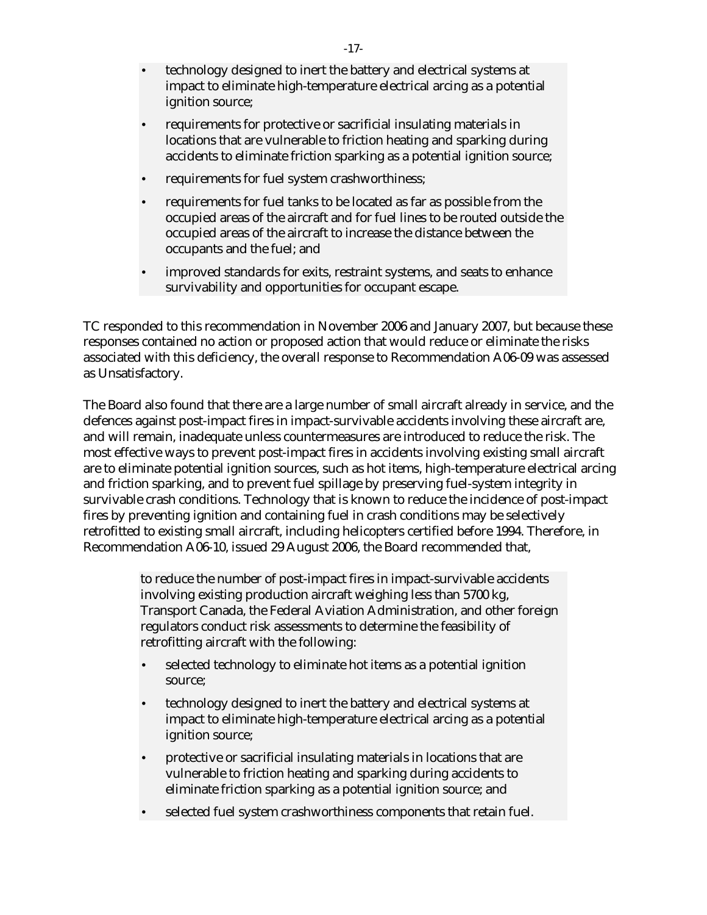- technology designed to inert the battery and electrical systems at impact to eliminate high-temperature electrical arcing as a potential ignition source;
- requirements for protective or sacrificial insulating materials in locations that are vulnerable to friction heating and sparking during accidents to eliminate friction sparking as a potential ignition source;
- requirements for fuel system crashworthiness;
- requirements for fuel tanks to be located as far as possible from the occupied areas of the aircraft and for fuel lines to be routed outside the occupied areas of the aircraft to increase the distance between the occupants and the fuel; and
- improved standards for exits, restraint systems, and seats to enhance survivability and opportunities for occupant escape.

TC responded to this recommendation in November 2006 and January 2007, but because these responses contained no action or proposed action that would reduce or eliminate the risks associated with this deficiency, the overall response to Recommendation A06-09 was assessed as Unsatisfactory.

The Board also found that there are a large number of small aircraft already in service, and the defences against post-impact fires in impact-survivable accidents involving these aircraft are, and will remain, inadequate unless countermeasures are introduced to reduce the risk. The most effective ways to prevent post-impact fires in accidents involving existing small aircraft are to eliminate potential ignition sources, such as hot items, high-temperature electrical arcing and friction sparking, and to prevent fuel spillage by preserving fuel-system integrity in survivable crash conditions. Technology that is known to reduce the incidence of post-impact fires by preventing ignition and containing fuel in crash conditions may be selectively retrofitted to existing small aircraft, including helicopters certified before 1994. Therefore, in Recommendation A06-10, issued 29 August 2006, the Board recommended that,

> to reduce the number of post-impact fires in impact-survivable accidents involving existing production aircraft weighing less than 5700 kg, Transport Canada, the Federal Aviation Administration, and other foreign regulators conduct risk assessments to determine the feasibility of retrofitting aircraft with the following:
>
> - selected technology to eliminate hot items as a potential ignition source;
> - technology designed to inert the battery and electrical systems at impact to eliminate high-temperature electrical arcing as a potential ignition source;
> - protective or sacrificial insulating materials in locations that are vulnerable to friction heating and sparking during accidents to eliminate friction sparking as a potential ignition source; and
> - selected fuel system crashworthiness components that retain fuel.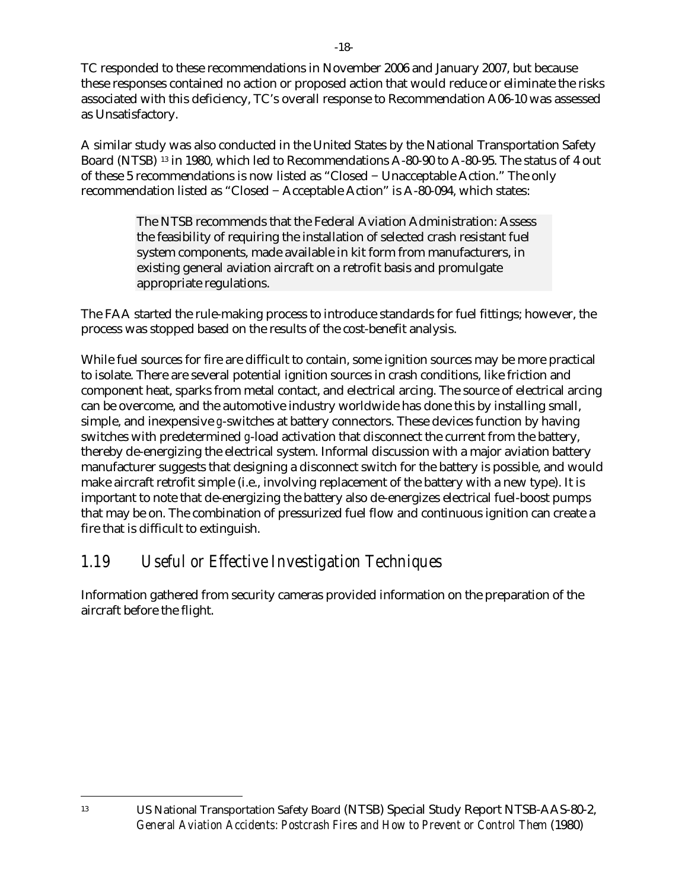TC responded to these recommendations in November 2006 and January 2007, but because these responses contained no action or proposed action that would reduce or eliminate the risks associated with this deficiency, TC's overall response to Recommendation A06-10 was assessed as Unsatisfactory.

A similar study was also conducted in the United States by the National Transportation Safety Board (NTSB) [13] in 1980, which led to Recommendations A-80-90 to A-80-95. The status of 4 out of these 5 recommendations is now listed as "Closed − Unacceptable Action." The only recommendation listed as "Closed − Acceptable Action" is A-80-094, which states:

> The NTSB recommends that the Federal Aviation Administration: Assess the feasibility of requiring the installation of selected crash resistant fuel system components, made available in kit form from manufacturers, in existing general aviation aircraft on a retrofit basis and promulgate appropriate regulations.

The FAA started the rule-making process to introduce standards for fuel fittings; however, the process was stopped based on the results of the cost-benefit analysis.

While fuel sources for fire are difficult to contain, some ignition sources may be more practical to isolate. There are several potential ignition sources in crash conditions, like friction and component heat, sparks from metal contact, and electrical arcing. The source of electrical arcing can be overcome, and the automotive industry worldwide has done this by installing small, simple, and inexpensive *g*-switches at battery connectors. These devices function by having switches with predetermined *g*-load activation that disconnect the current from the battery, thereby de-energizing the electrical system. Informal discussion with a major aviation battery manufacturer suggests that designing a disconnect switch for the battery is possible, and would make aircraft retrofit simple (i.e., involving replacement of the battery with a new type). It is important to note that de-energizing the battery also de-energizes electrical fuel-boost pumps that may be on. The combination of pressurized fuel flow and continuous ignition can create a fire that is difficult to extinguish.

## 1.19 Useful or Effective Investigation Techniques

Information gathered from security cameras provided information on the preparation of the aircraft before the flight.

---

[13] US National Transportation Safety Board (NTSB) Special Study Report NTSB-AAS-80-2, *General Aviation Accidents: Postcrash Fires and How to Prevent or Control Them* (1980)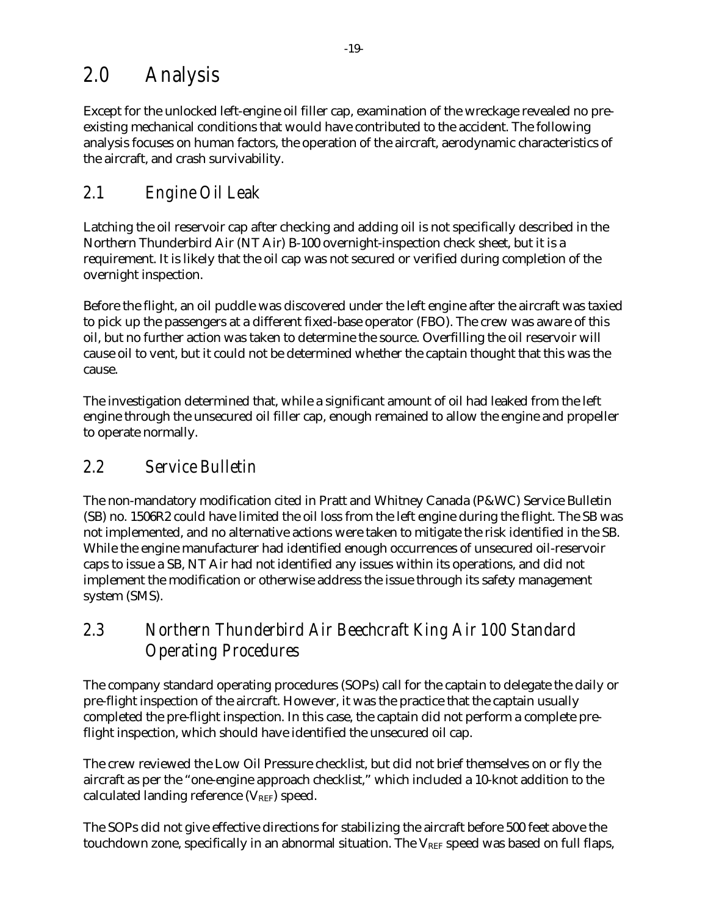# 2.0 Analysis

Except for the unlocked left-engine oil filler cap, examination of the wreckage revealed no pre-existing mechanical conditions that would have contributed to the accident. The following analysis focuses on human factors, the operation of the aircraft, aerodynamic characteristics of the aircraft, and crash survivability.

## 2.1 Engine Oil Leak

Latching the oil reservoir cap after checking and adding oil is not specifically described in the Northern Thunderbird Air (NT Air) B-100 overnight-inspection check sheet, but it is a requirement. It is likely that the oil cap was not secured or verified during completion of the overnight inspection.

Before the flight, an oil puddle was discovered under the left engine after the aircraft was taxied to pick up the passengers at a different fixed-base operator (FBO). The crew was aware of this oil, but no further action was taken to determine the source. Overfilling the oil reservoir will cause oil to vent, but it could not be determined whether the captain thought that this was the cause.

The investigation determined that, while a significant amount of oil had leaked from the left engine through the unsecured oil filler cap, enough remained to allow the engine and propeller to operate normally.

## 2.2 Service Bulletin

The non-mandatory modification cited in Pratt and Whitney Canada (P&WC) Service Bulletin (SB) no. 1506R2 could have limited the oil loss from the left engine during the flight. The SB was not implemented, and no alternative actions were taken to mitigate the risk identified in the SB. While the engine manufacturer had identified enough occurrences of unsecured oil-reservoir caps to issue a SB, NT Air had not identified any issues within its operations, and did not implement the modification or otherwise address the issue through its safety management system (SMS).

## 2.3 Northern Thunderbird Air Beechcraft King Air 100 Standard Operating Procedures

The company standard operating procedures (SOPs) call for the captain to delegate the daily or pre-flight inspection of the aircraft. However, it was the practice that the captain usually completed the pre-flight inspection. In this case, the captain did not perform a complete pre-flight inspection, which should have identified the unsecured oil cap.

The crew reviewed the Low Oil Pressure checklist, but did not brief themselves on or fly the aircraft as per the "one-engine approach checklist," which included a 10-knot addition to the calculated landing reference ($V_{REF}$) speed.

The SOPs did not give effective directions for stabilizing the aircraft before 500 feet above the touchdown zone, specifically in an abnormal situation. The $V_{REF}$ speed was based on full flaps,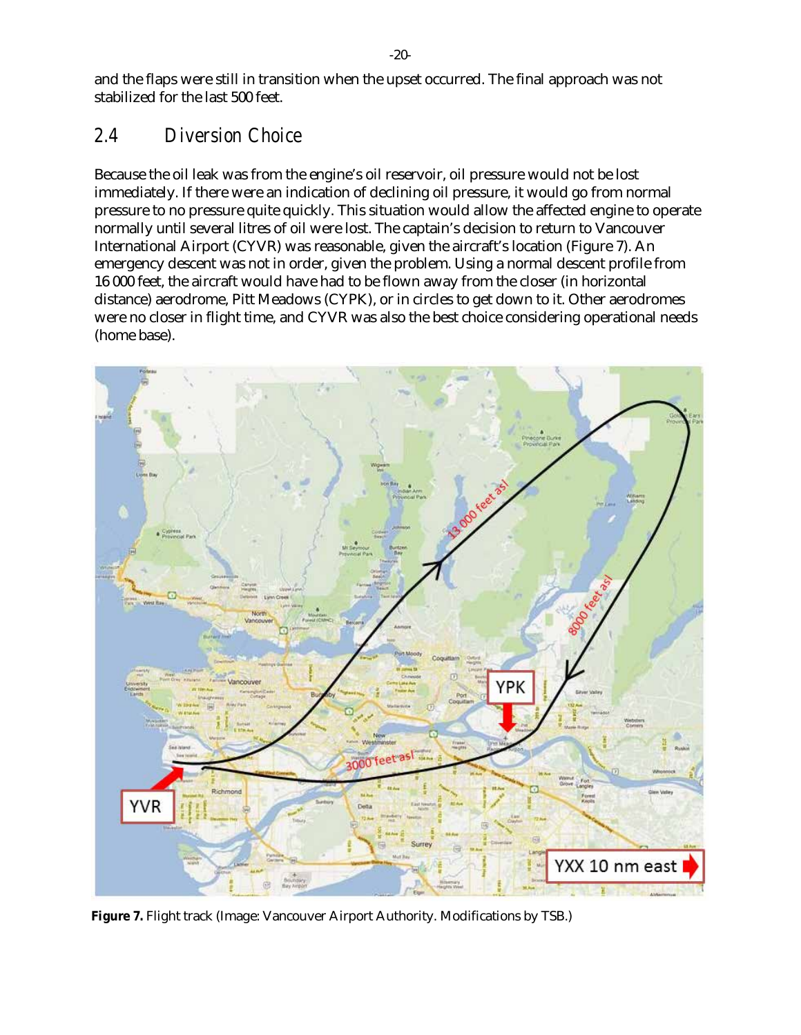and the flaps were still in transition when the upset occurred. The final approach was not stabilized for the last 500 feet.

## 2.4 Diversion Choice

Because the oil leak was from the engine's oil reservoir, oil pressure would not be lost immediately. If there were an indication of declining oil pressure, it would go from normal pressure to no pressure quite quickly. This situation would allow the affected engine to operate normally until several litres of oil were lost. The captain's decision to return to Vancouver International Airport (CYVR) was reasonable, given the aircraft's location (Figure 7). An emergency descent was not in order, given the problem. Using a normal descent profile from 16 000 feet, the aircraft would have had to be flown away from the closer (in horizontal distance) aerodrome, Pitt Meadows (CYPK), or in circles to get down to it. Other aerodromes were no closer in flight time, and CYVR was also the best choice considering operational needs (home base).

**Figure 7.** Flight track (Image: Vancouver Airport Authority. Modifications by TSB.)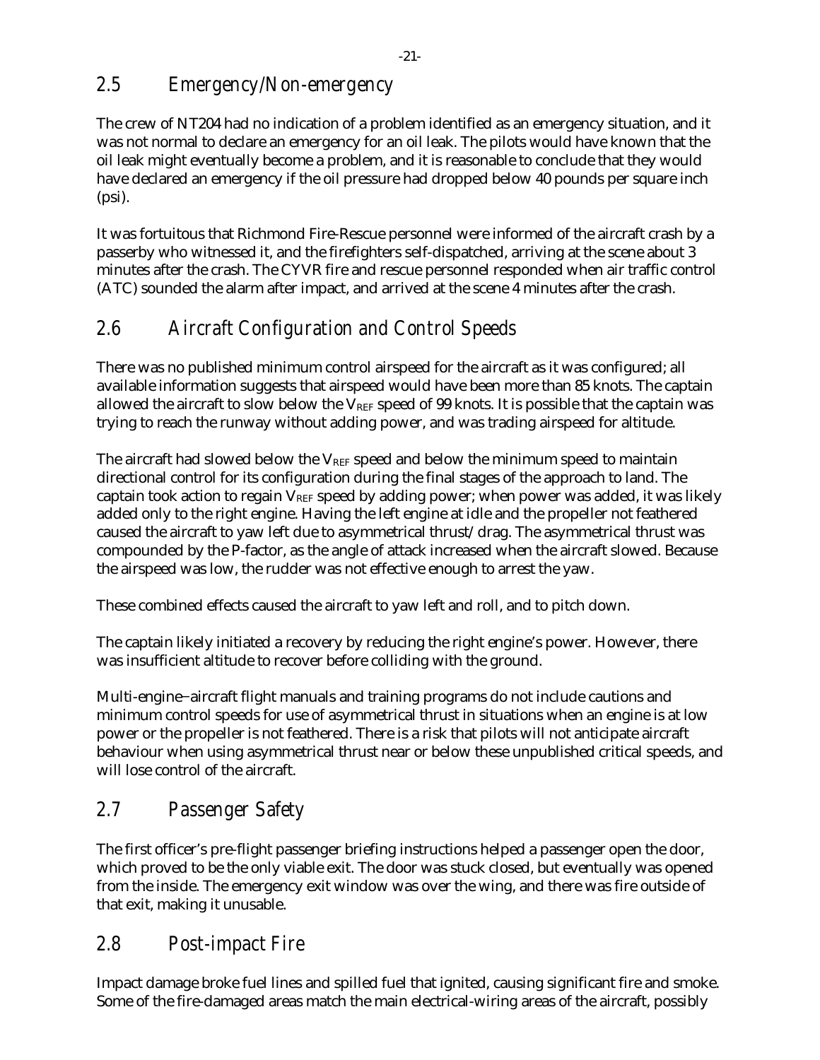## 2.5 Emergency/Non-emergency

The crew of NT204 had no indication of a problem identified as an emergency situation, and it was not normal to declare an emergency for an oil leak. The pilots would have known that the oil leak might eventually become a problem, and it is reasonable to conclude that they would have declared an emergency if the oil pressure had dropped below 40 pounds per square inch (psi).

It was fortuitous that Richmond Fire-Rescue personnel were informed of the aircraft crash by a passerby who witnessed it, and the firefighters self-dispatched, arriving at the scene about 3 minutes after the crash. The CYVR fire and rescue personnel responded when air traffic control (ATC) sounded the alarm after impact, and arrived at the scene 4 minutes after the crash.

## 2.6 Aircraft Configuration and Control Speeds

There was no published minimum control airspeed for the aircraft as it was configured; all available information suggests that airspeed would have been more than 85 knots. The captain allowed the aircraft to slow below the $V_{REF}$ speed of 99 knots. It is possible that the captain was trying to reach the runway without adding power, and was trading airspeed for altitude.

The aircraft had slowed below the $V_{REF}$ speed and below the minimum speed to maintain directional control for its configuration during the final stages of the approach to land. The captain took action to regain $V_{REF}$ speed by adding power; when power was added, it was likely added only to the right engine. Having the left engine at idle and the propeller not feathered caused the aircraft to yaw left due to asymmetrical thrust/drag. The asymmetrical thrust was compounded by the P-factor, as the angle of attack increased when the aircraft slowed. Because the airspeed was low, the rudder was not effective enough to arrest the yaw.

These combined effects caused the aircraft to yaw left and roll, and to pitch down.

The captain likely initiated a recovery by reducing the right engine's power. However, there was insufficient altitude to recover before colliding with the ground.

Multi-engine–aircraft flight manuals and training programs do not include cautions and minimum control speeds for use of asymmetrical thrust in situations when an engine is at low power or the propeller is not feathered. There is a risk that pilots will not anticipate aircraft behaviour when using asymmetrical thrust near or below these unpublished critical speeds, and will lose control of the aircraft.

## 2.7 Passenger Safety

The first officer's pre-flight passenger briefing instructions helped a passenger open the door, which proved to be the only viable exit. The door was stuck closed, but eventually was opened from the inside. The emergency exit window was over the wing, and there was fire outside of that exit, making it unusable.

## 2.8 Post-impact Fire

Impact damage broke fuel lines and spilled fuel that ignited, causing significant fire and smoke. Some of the fire-damaged areas match the main electrical-wiring areas of the aircraft, possibly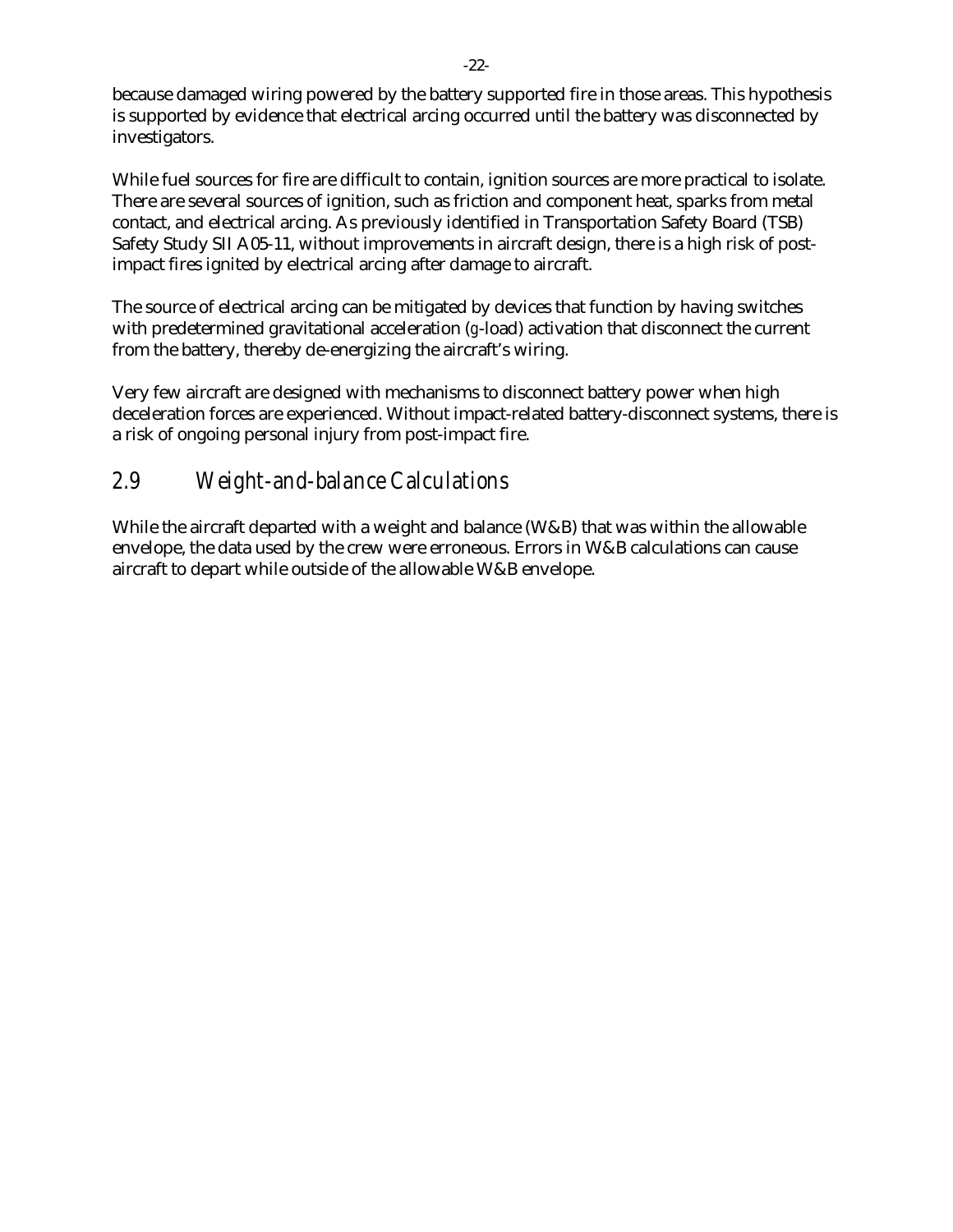because damaged wiring powered by the battery supported fire in those areas. This hypothesis is supported by evidence that electrical arcing occurred until the battery was disconnected by investigators.

While fuel sources for fire are difficult to contain, ignition sources are more practical to isolate. There are several sources of ignition, such as friction and component heat, sparks from metal contact, and electrical arcing. As previously identified in Transportation Safety Board (TSB) Safety Study SII A05-11, without improvements in aircraft design, there is a high risk of post-impact fires ignited by electrical arcing after damage to aircraft.

The source of electrical arcing can be mitigated by devices that function by having switches with predetermined gravitational acceleration (*g*-load) activation that disconnect the current from the battery, thereby de-energizing the aircraft's wiring.

Very few aircraft are designed with mechanisms to disconnect battery power when high deceleration forces are experienced. Without impact-related battery-disconnect systems, there is a risk of ongoing personal injury from post-impact fire.

## 2.9 Weight-and-balance Calculations

While the aircraft departed with a weight and balance (W&B) that was within the allowable envelope, the data used by the crew were erroneous. Errors in W&B calculations can cause aircraft to depart while outside of the allowable W&B envelope.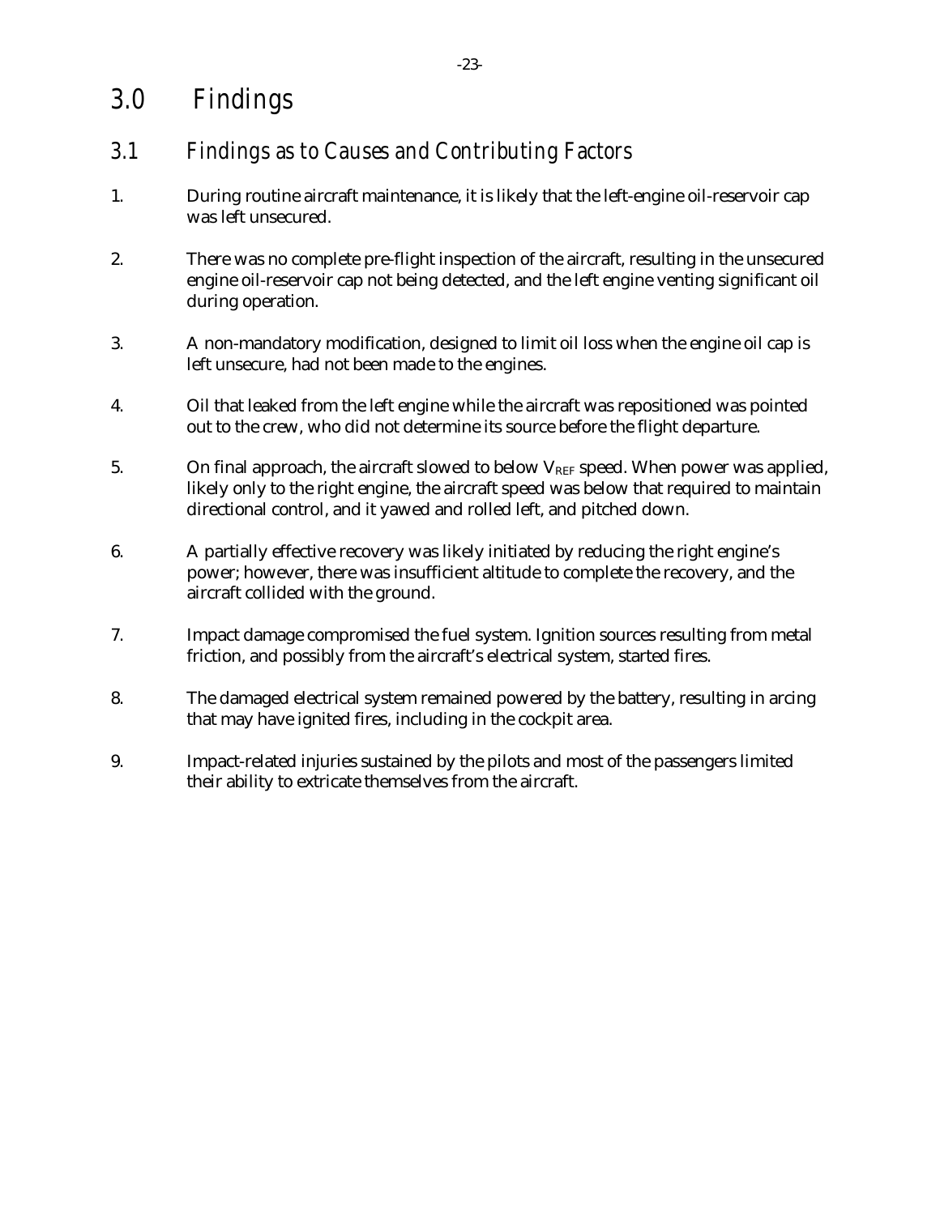# 3.0 Findings

## 3.1 Findings as to Causes and Contributing Factors

1. During routine aircraft maintenance, it is likely that the left-engine oil-reservoir cap was left unsecured.

2. There was no complete pre-flight inspection of the aircraft, resulting in the unsecured engine oil-reservoir cap not being detected, and the left engine venting significant oil during operation.

3. A non-mandatory modification, designed to limit oil loss when the engine oil cap is left unsecure, had not been made to the engines.

4. Oil that leaked from the left engine while the aircraft was repositioned was pointed out to the crew, who did not determine its source before the flight departure.

5. On final approach, the aircraft slowed to below $V_{REF}$ speed. When power was applied, likely only to the right engine, the aircraft speed was below that required to maintain directional control, and it yawed and rolled left, and pitched down.

6. A partially effective recovery was likely initiated by reducing the right engine's power; however, there was insufficient altitude to complete the recovery, and the aircraft collided with the ground.

7. Impact damage compromised the fuel system. Ignition sources resulting from metal friction, and possibly from the aircraft's electrical system, started fires.

8. The damaged electrical system remained powered by the battery, resulting in arcing that may have ignited fires, including in the cockpit area.

9. Impact-related injuries sustained by the pilots and most of the passengers limited their ability to extricate themselves from the aircraft.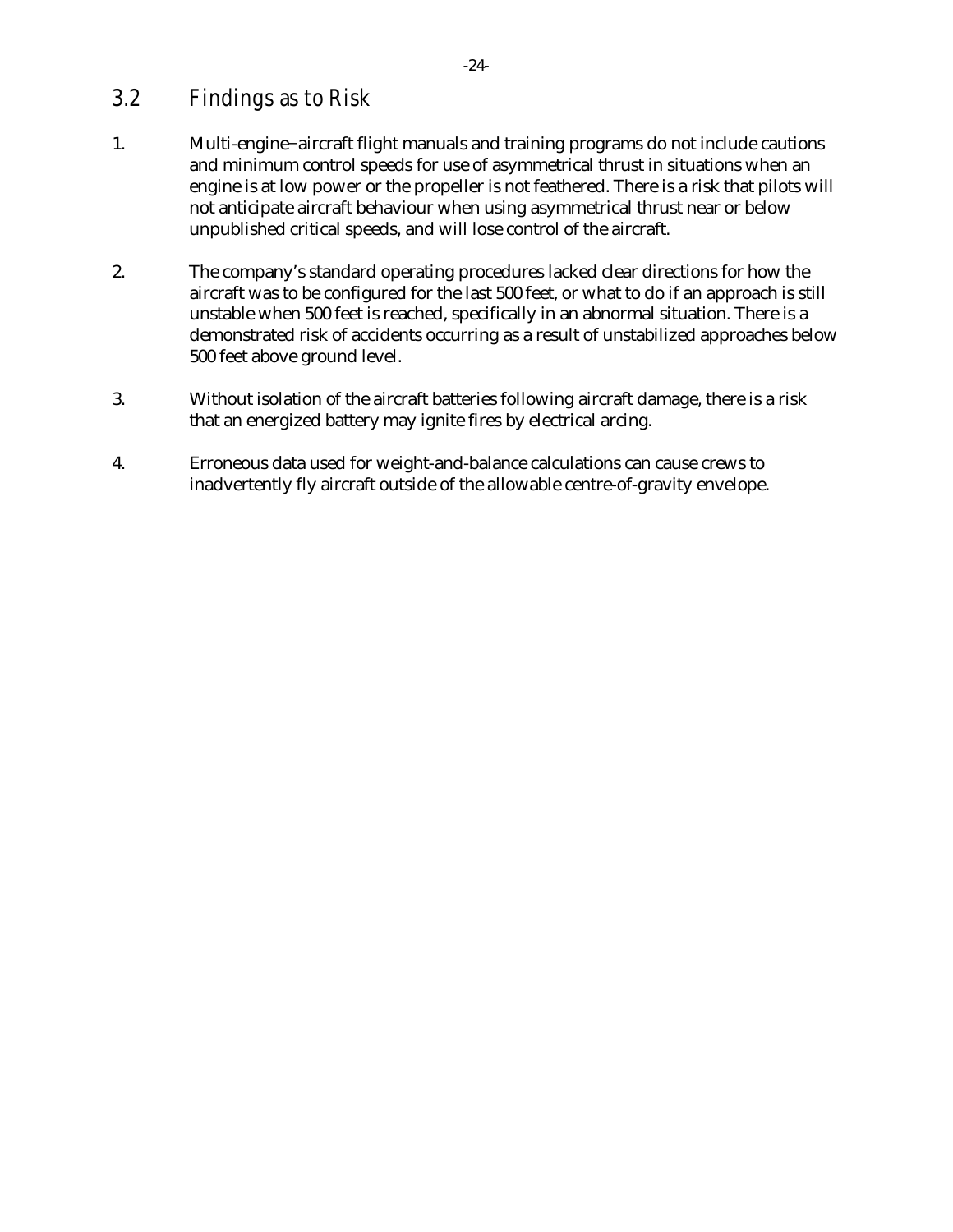## 3.2 Findings as to Risk

1. Multi-engine–aircraft flight manuals and training programs do not include cautions and minimum control speeds for use of asymmetrical thrust in situations when an engine is at low power or the propeller is not feathered. There is a risk that pilots will not anticipate aircraft behaviour when using asymmetrical thrust near or below unpublished critical speeds, and will lose control of the aircraft.

2. The company's standard operating procedures lacked clear directions for how the aircraft was to be configured for the last 500 feet, or what to do if an approach is still unstable when 500 feet is reached, specifically in an abnormal situation. There is a demonstrated risk of accidents occurring as a result of unstabilized approaches below 500 feet above ground level.

3. Without isolation of the aircraft batteries following aircraft damage, there is a risk that an energized battery may ignite fires by electrical arcing.

4. Erroneous data used for weight-and-balance calculations can cause crews to inadvertently fly aircraft outside of the allowable centre-of-gravity envelope.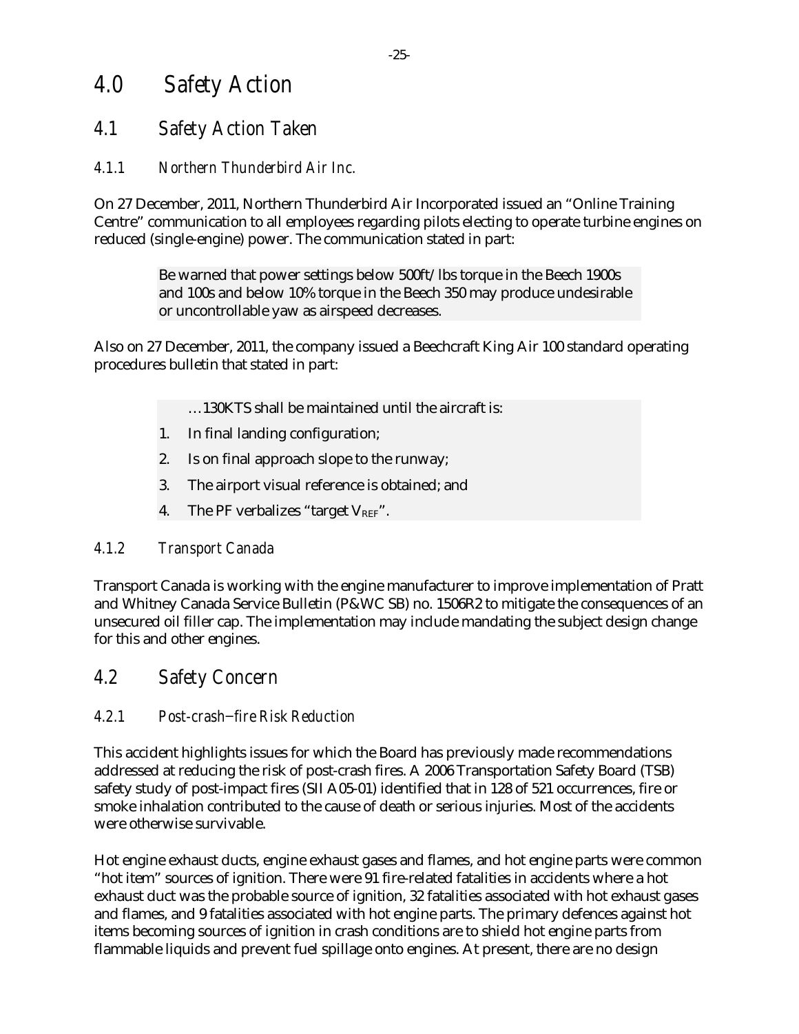# 4.0 Safety Action

## 4.1 Safety Action Taken

### 4.1.1 Northern Thunderbird Air Inc.

On 27 December, 2011, Northern Thunderbird Air Incorporated issued an "Online Training Centre" communication to all employees regarding pilots electing to operate turbine engines on reduced (single-engine) power. The communication stated in part:

> Be warned that power settings below 500ft/lbs torque in the Beech 1900s and 100s and below 10% torque in the Beech 350 may produce undesirable or uncontrollable yaw as airspeed decreases.

Also on 27 December, 2011, the company issued a Beechcraft King Air 100 standard operating procedures bulletin that stated in part:

> …130KTS shall be maintained until the aircraft is:
>
> 1. In final landing configuration;
> 2. Is on final approach slope to the runway;
> 3. The airport visual reference is obtained; and
> 4. The PF verbalizes "target $V_{REF}$".

### 4.1.2 Transport Canada

Transport Canada is working with the engine manufacturer to improve implementation of Pratt and Whitney Canada Service Bulletin (P&WC SB) no. 1506R2 to mitigate the consequences of an unsecured oil filler cap. The implementation may include mandating the subject design change for this and other engines.

## 4.2 Safety Concern

### 4.2.1 Post-crash—fire Risk Reduction

This accident highlights issues for which the Board has previously made recommendations addressed at reducing the risk of post-crash fires. A 2006 Transportation Safety Board (TSB) safety study of post-impact fires (SII A05-01) identified that in 128 of 521 occurrences, fire or smoke inhalation contributed to the cause of death or serious injuries. Most of the accidents were otherwise survivable.

Hot engine exhaust ducts, engine exhaust gases and flames, and hot engine parts were common "hot item" sources of ignition. There were 91 fire-related fatalities in accidents where a hot exhaust duct was the probable source of ignition, 32 fatalities associated with hot exhaust gases and flames, and 9 fatalities associated with hot engine parts. The primary defences against hot items becoming sources of ignition in crash conditions are to shield hot engine parts from flammable liquids and prevent fuel spillage onto engines. At present, there are no design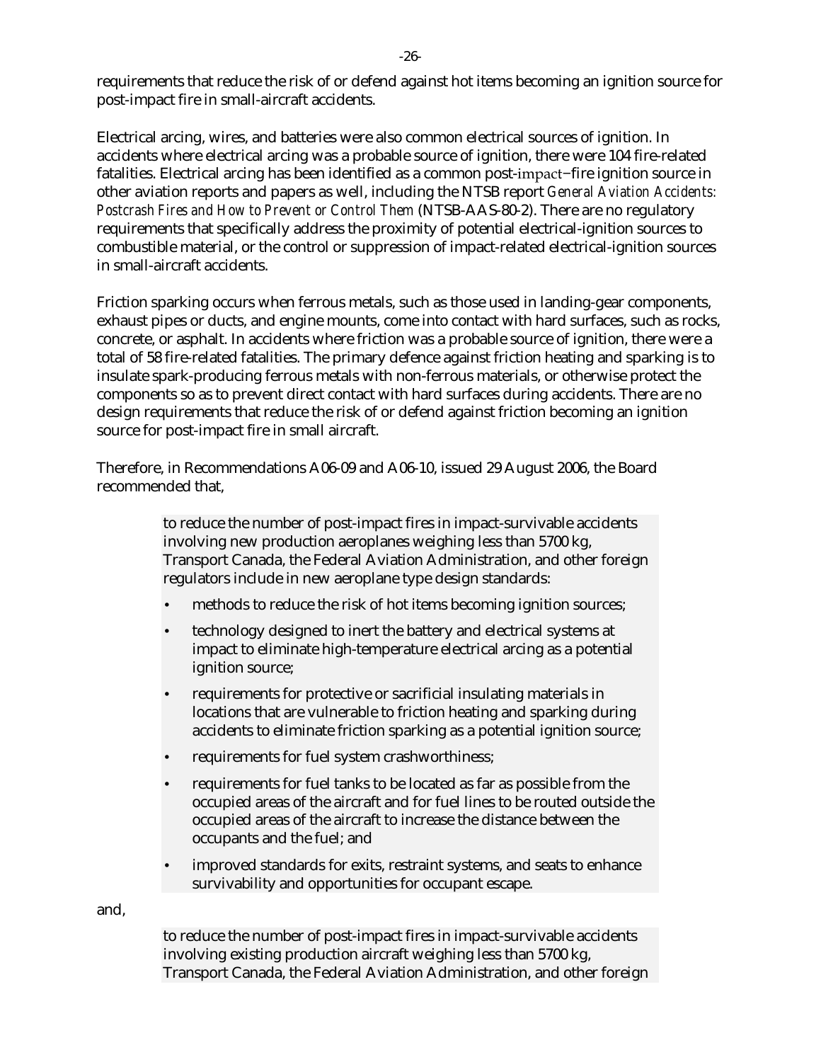requirements that reduce the risk of or defend against hot items becoming an ignition source for post-impact fire in small-aircraft accidents.

Electrical arcing, wires, and batteries were also common electrical sources of ignition. In accidents where electrical arcing was a probable source of ignition, there were 104 fire-related fatalities. Electrical arcing has been identified as a common post-impact–fire ignition source in other aviation reports and papers as well, including the NTSB report *General Aviation Accidents: Postcrash Fires and How to Prevent or Control Them* (NTSB-AAS-80-2). There are no regulatory requirements that specifically address the proximity of potential electrical-ignition sources to combustible material, or the control or suppression of impact-related electrical-ignition sources in small-aircraft accidents.

Friction sparking occurs when ferrous metals, such as those used in landing-gear components, exhaust pipes or ducts, and engine mounts, come into contact with hard surfaces, such as rocks, concrete, or asphalt. In accidents where friction was a probable source of ignition, there were a total of 58 fire-related fatalities. The primary defence against friction heating and sparking is to insulate spark-producing ferrous metals with non-ferrous materials, or otherwise protect the components so as to prevent direct contact with hard surfaces during accidents. There are no design requirements that reduce the risk of or defend against friction becoming an ignition source for post-impact fire in small aircraft.

Therefore, in Recommendations A06-09 and A06-10, issued 29 August 2006, the Board recommended that,

> to reduce the number of post-impact fires in impact-survivable accidents involving new production aeroplanes weighing less than 5700 kg, Transport Canada, the Federal Aviation Administration, and other foreign regulators include in new aeroplane type design standards:
>
> - methods to reduce the risk of hot items becoming ignition sources;
> - technology designed to inert the battery and electrical systems at impact to eliminate high-temperature electrical arcing as a potential ignition source;
> - requirements for protective or sacrificial insulating materials in locations that are vulnerable to friction heating and sparking during accidents to eliminate friction sparking as a potential ignition source;
> - requirements for fuel system crashworthiness;
> - requirements for fuel tanks to be located as far as possible from the occupied areas of the aircraft and for fuel lines to be routed outside the occupied areas of the aircraft to increase the distance between the occupants and the fuel; and
> - improved standards for exits, restraint systems, and seats to enhance survivability and opportunities for occupant escape.

and,

> to reduce the number of post-impact fires in impact-survivable accidents involving existing production aircraft weighing less than 5700 kg, Transport Canada, the Federal Aviation Administration, and other foreign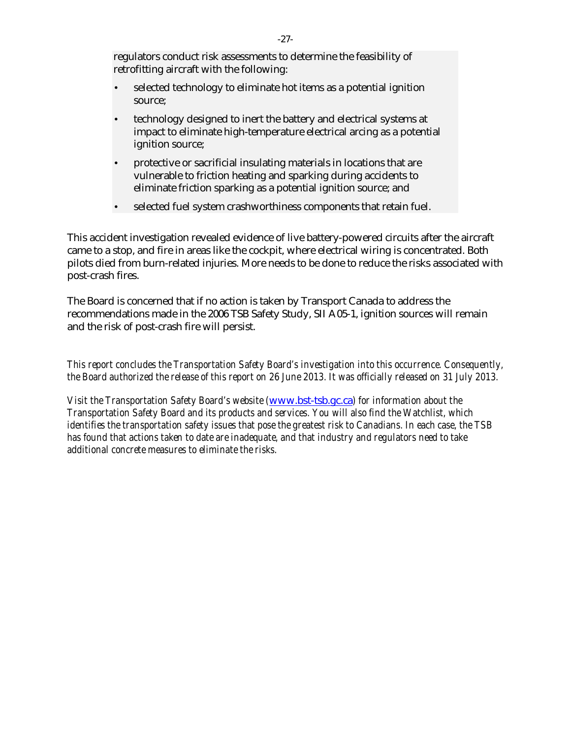regulators conduct risk assessments to determine the feasibility of retrofitting aircraft with the following:

- selected technology to eliminate hot items as a potential ignition source;
- technology designed to inert the battery and electrical systems at impact to eliminate high-temperature electrical arcing as a potential ignition source;
- protective or sacrificial insulating materials in locations that are vulnerable to friction heating and sparking during accidents to eliminate friction sparking as a potential ignition source; and
- selected fuel system crashworthiness components that retain fuel.

This accident investigation revealed evidence of live battery-powered circuits after the aircraft came to a stop, and fire in areas like the cockpit, where electrical wiring is concentrated. Both pilots died from burn-related injuries. More needs to be done to reduce the risks associated with post-crash fires.

The Board is concerned that if no action is taken by Transport Canada to address the recommendations made in the 2006 TSB Safety Study, SII A05-1, ignition sources will remain and the risk of post-crash fire will persist.

*This report concludes the Transportation Safety Board's investigation into this occurrence. Consequently, the Board authorized the release of this report on 26 June 2013. It was officially released on 31 July 2013.*

*Visit the Transportation Safety Board's website (www.bst-tsb.gc.ca) for information about the Transportation Safety Board and its products and services. You will also find the Watchlist, which identifies the transportation safety issues that pose the greatest risk to Canadians. In each case, the TSB has found that actions taken to date are inadequate, and that industry and regulators need to take additional concrete measures to eliminate the risks.*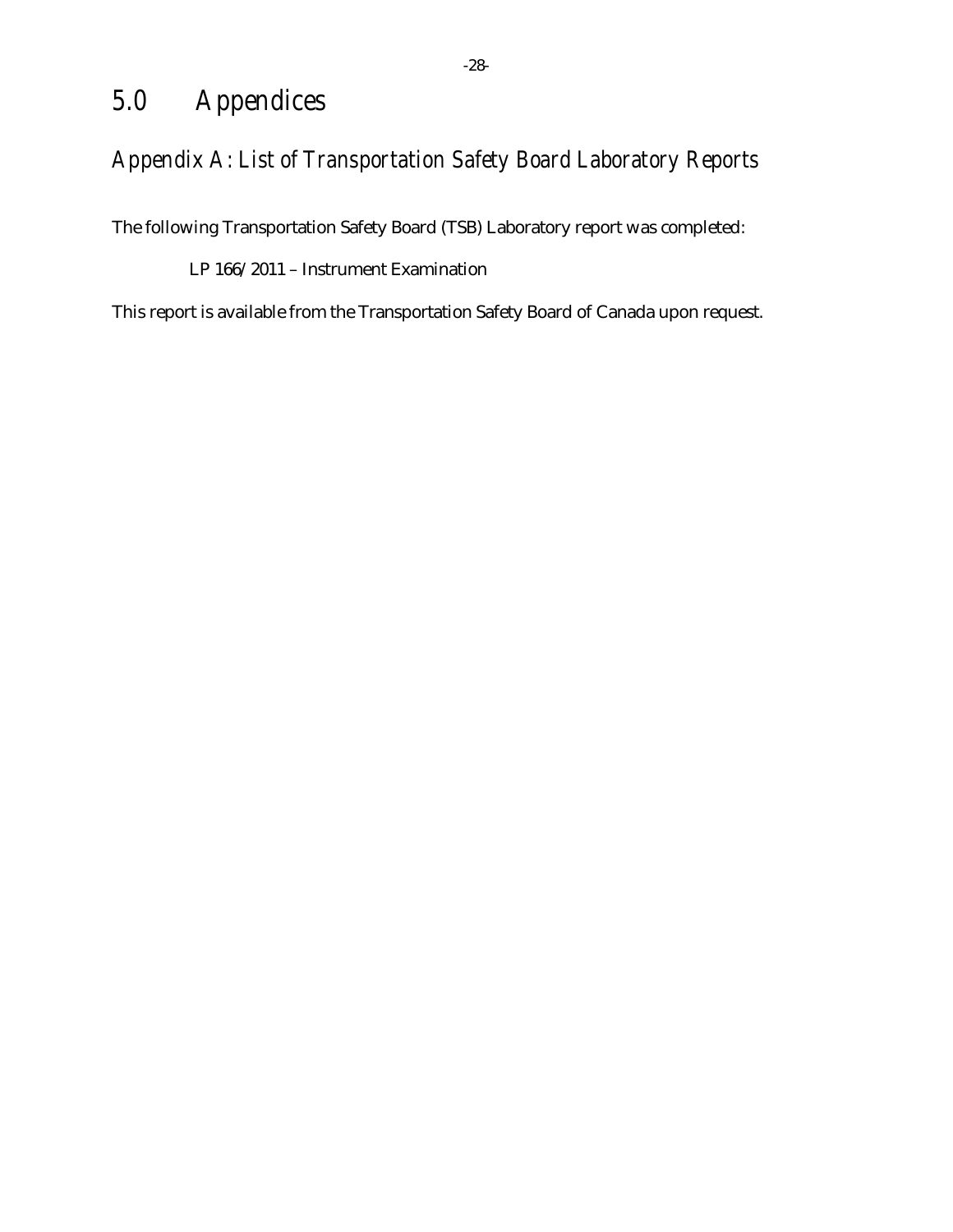# 5.0 Appendices

## Appendix A: List of Transportation Safety Board Laboratory Reports

The following Transportation Safety Board (TSB) Laboratory report was completed:

LP 166/2011 – Instrument Examination

This report is available from the Transportation Safety Board of Canada upon request.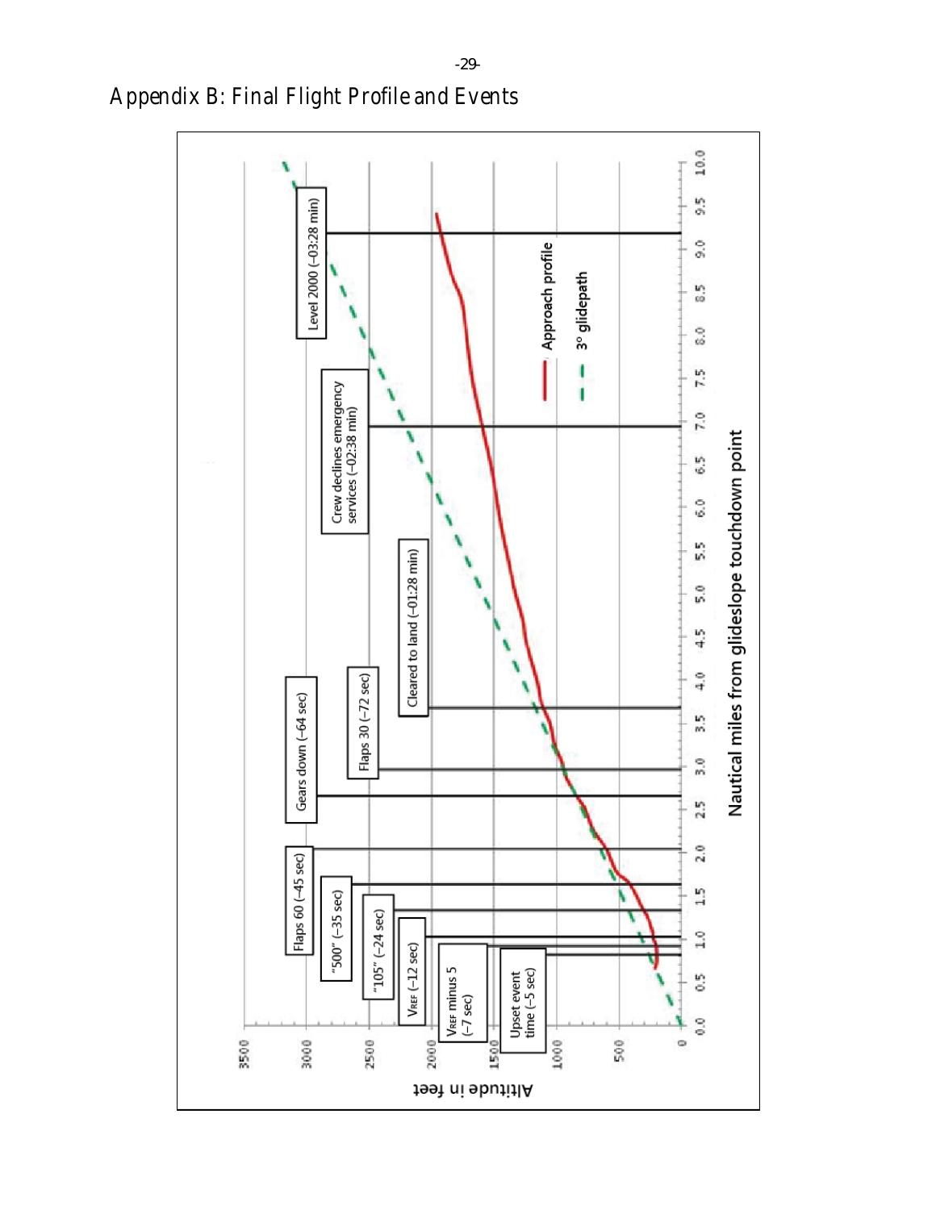# Appendix B: Final Flight Profile and Events

Level 2000 (–03:28 min)

Crew declines emergency services (–02:38 min)

Cleared to land (–01:28 min)

Flaps 30 (–72 sec)

Gears down (–64 sec)

Flaps 60 (–45 sec)

"500" (–35 sec)

"105" (–24 sec)

$V_{REF}$ (–12 sec)

$V_{REF}$ minus 5 (–7 sec)

Upset event time (–5 sec)

Approach profile

3° glidepath

Altitude in feet

Nautical miles from glideslope touchdown point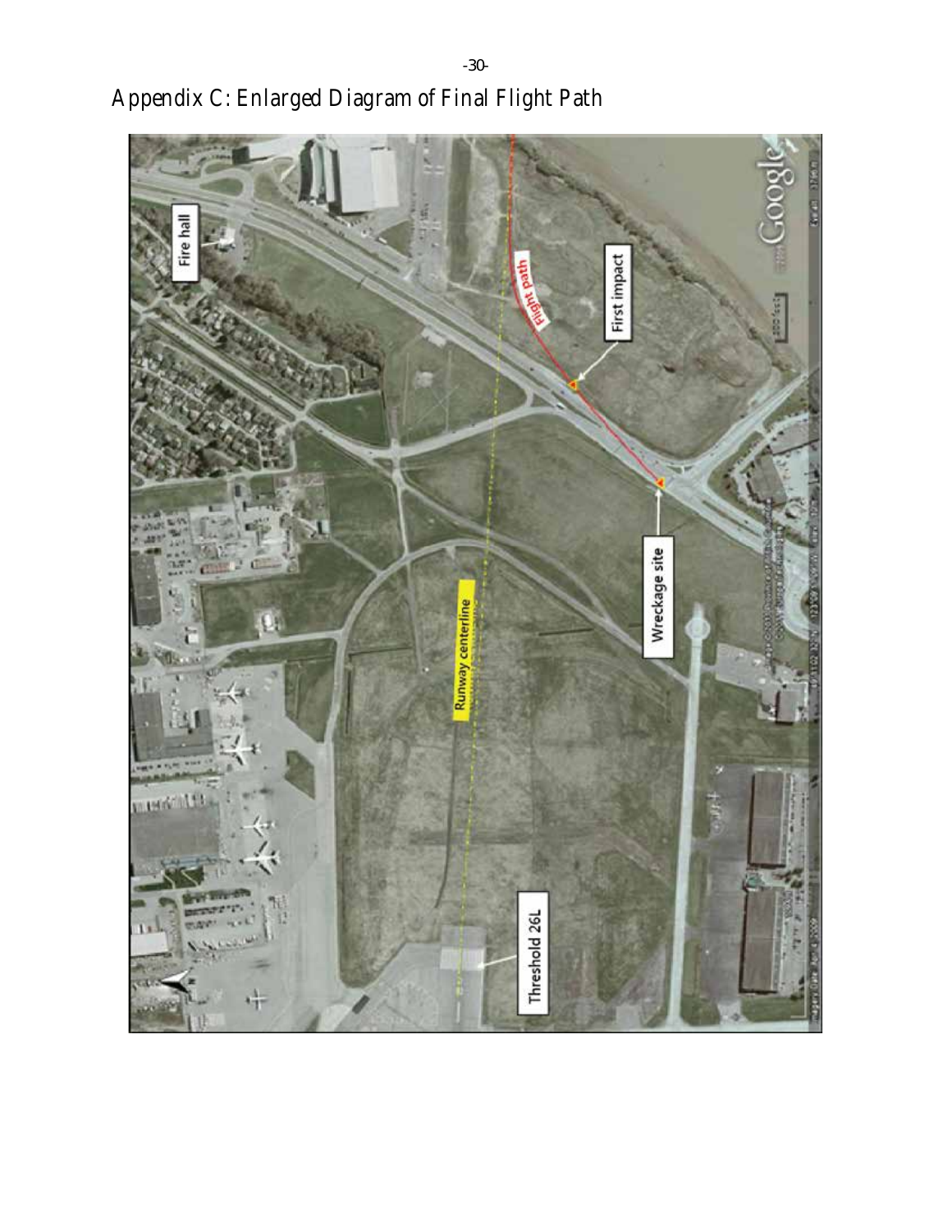# Appendix C: Enlarged Diagram of Final Flight Path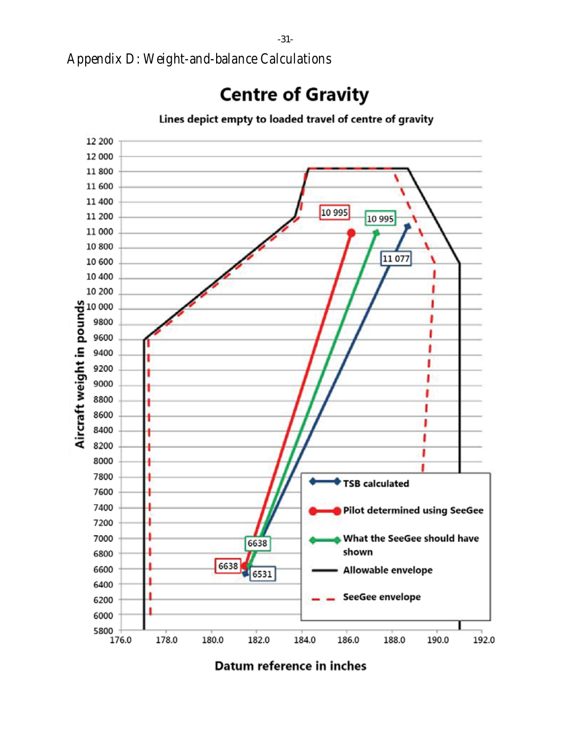## Appendix D: Weight-and-balance Calculations

**Centre of Gravity**

Lines depict empty to loaded travel of centre of gravity

12 200
12 000
11 800
11 600
11 400
11 200
11 000
10 800
10 600
10 400
10 200
10 000
9800
9600
9400
9200
9000
8800
8600
8400
8200
8000
7800
7600
7400
7200
7000
6800
6600
6400
6200
6000
5800

Aircraft weight in pounds

176.0
178.0
180.0
182.0
184.0
186.0
188.0
190.0
192.0

Datum reference in inches

10 995
10 995
11 077
6638
6638
6531

TSB calculated
Pilot determined using SeeGee
What the SeeGee should have shown
Allowable envelope
SeeGee envelope